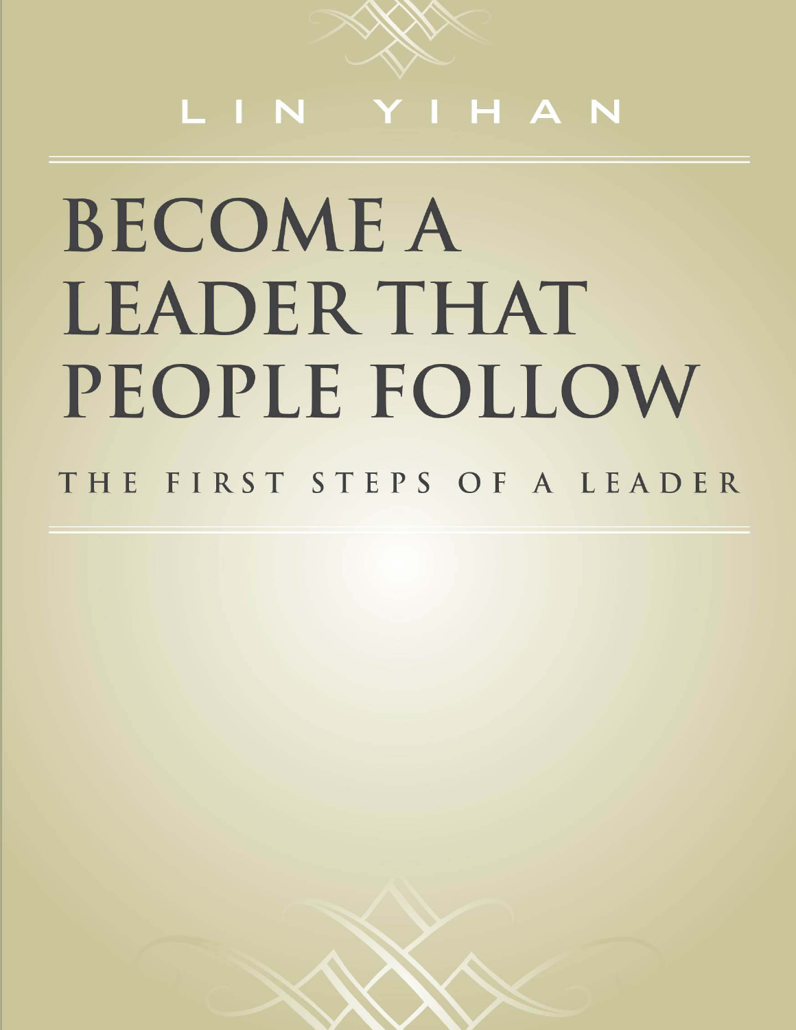LIN YIHAN

# BECOME A LEADER THAT PEOPLE FOLLOW

## THE FIRST STEPS OF A LEADER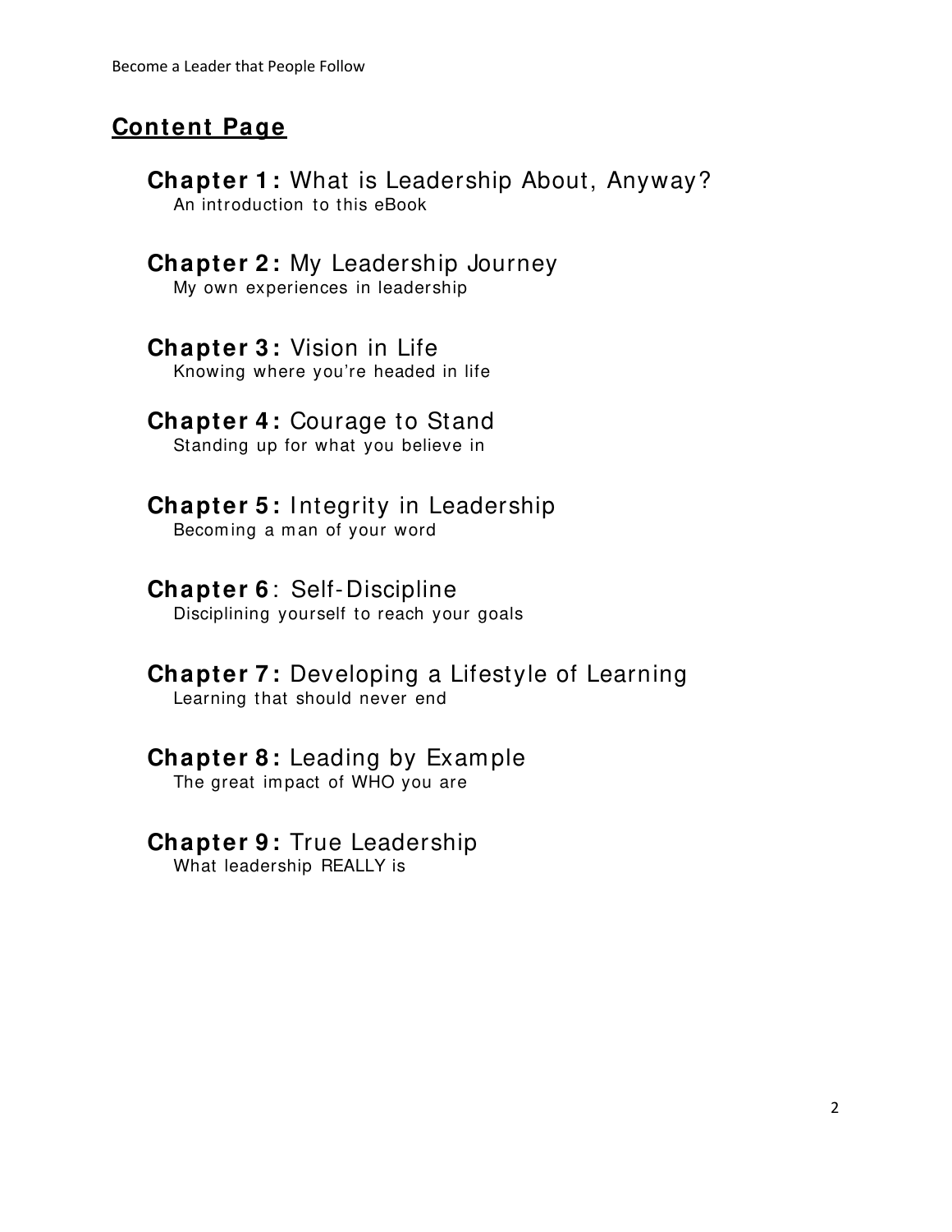## Content Page

**Chapter 1:** What is Leadership About, Anyway?
An introduction to this eBook

**Chapter 2:** My Leadership Journey
My own experiences in leadership

**Chapter 3:** Vision in Life
Knowing where you're headed in life

**Chapter 4:** Courage to Stand
Standing up for what you believe in

**Chapter 5:** Integrity in Leadership
Becoming a man of your word

**Chapter 6**: Self-Discipline
Disciplining yourself to reach your goals

**Chapter 7:** Developing a Lifestyle of Learning
Learning that should never end

**Chapter 8:** Leading by Example
The great impact of WHO you are

**Chapter 9:** True Leadership
What leadership REALLY is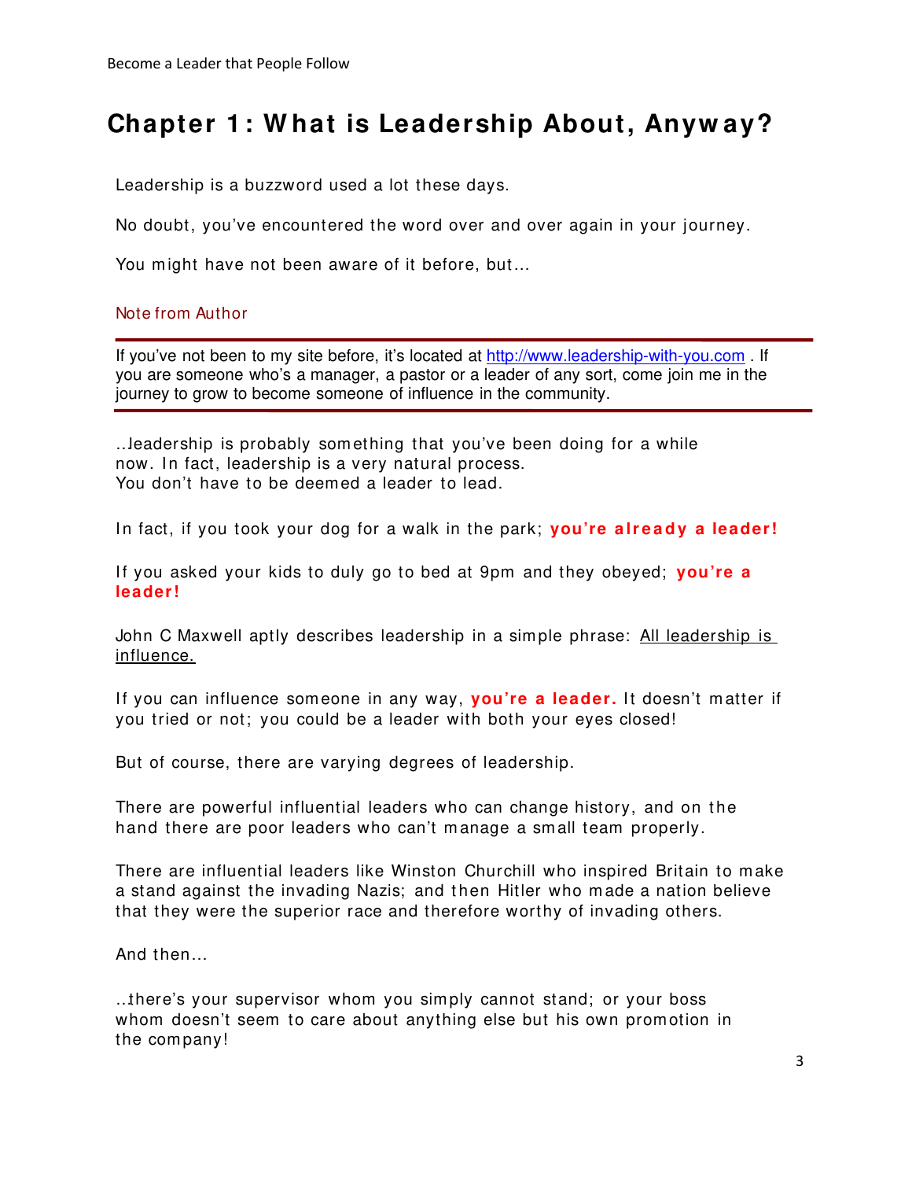# Chapter 1: What is Leadership About, Anyway?

Leadership is a buzzword used a lot these days.

No doubt, you've encountered the word over and over again in your journey.

You might have not been aware of it before, but…

Note from Author

---

If you've not been to my site before, it's located at http://www.leadership-with-you.com . If you are someone who's a manager, a pastor or a leader of any sort, come join me in the journey to grow to become someone of influence in the community.

---

…leadership is probably something that you've been doing for a while now. In fact, leadership is a very natural process.
You don't have to be deemed a leader to lead.

In fact, if you took your dog for a walk in the park; **you're already a leader!**

If you asked your kids to duly go to bed at 9pm and they obeyed; **you're a leader!**

John C Maxwell aptly describes leadership in a simple phrase: All leadership is influence.

If you can influence someone in any way, **you're a leader.** It doesn't matter if you tried or not; you could be a leader with both your eyes closed!

But of course, there are varying degrees of leadership.

There are powerful influential leaders who can change history, and on the hand there are poor leaders who can't manage a small team properly.

There are influential leaders like Winston Churchill who inspired Britain to make a stand against the invading Nazis; and then Hitler who made a nation believe that they were the superior race and therefore worthy of invading others.

And then…

…there's your supervisor whom you simply cannot stand; or your boss whom doesn't seem to care about anything else but his own promotion in the company!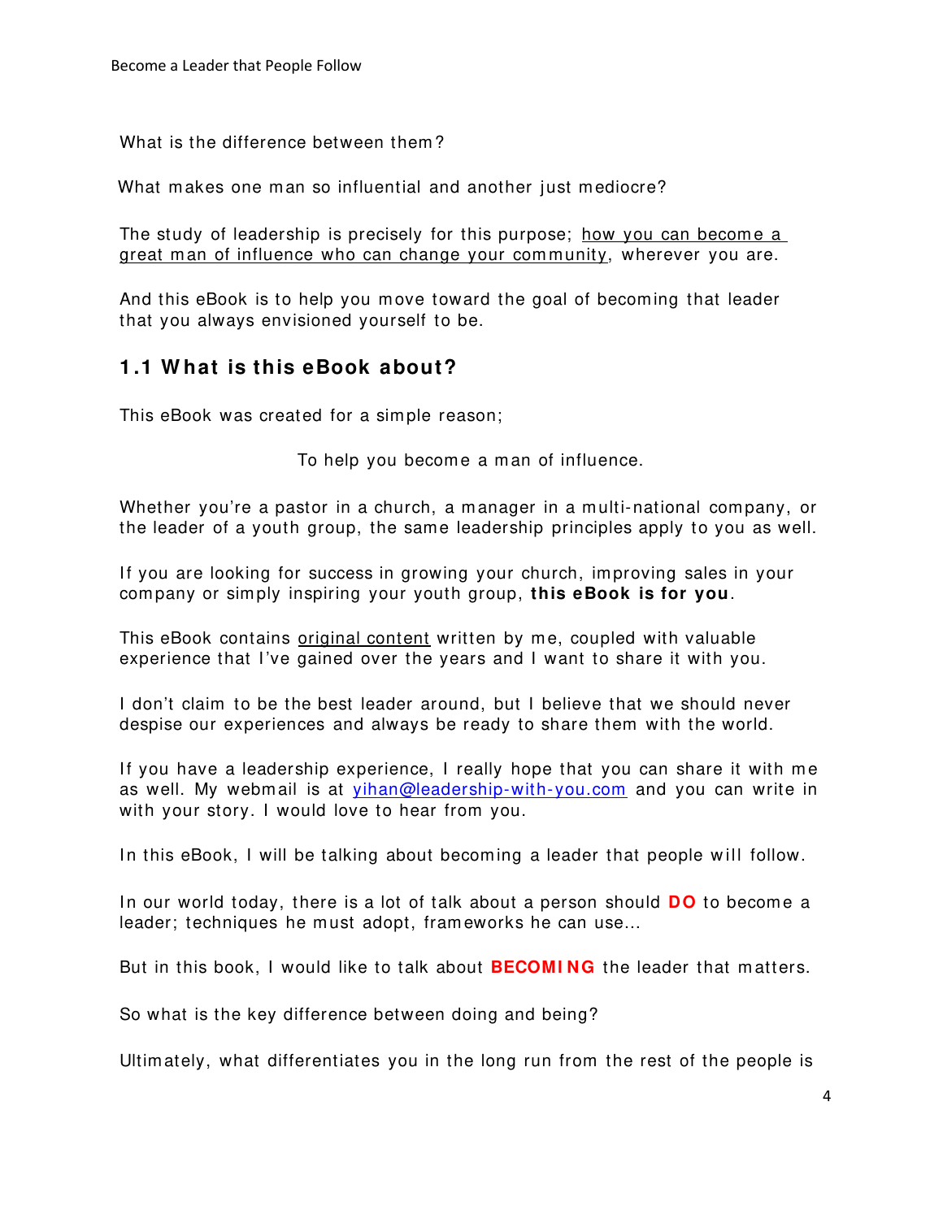What is the difference between them?

What makes one man so influential and another just mediocre?

The study of leadership is precisely for this purpose; <u>how you can become a great man of influence who can change your community</u>, wherever you are.

And this eBook is to help you move toward the goal of becoming that leader that you always envisioned yourself to be.

## 1.1 What is this eBook about?

This eBook was created for a simple reason;

To help you become a man of influence.

Whether you're a pastor in a church, a manager in a multi-national company, or the leader of a youth group, the same leadership principles apply to you as well.

If you are looking for success in growing your church, improving sales in your company or simply inspiring your youth group, **this eBook is for you**.

This eBook contains <u>original content</u> written by me, coupled with valuable experience that I've gained over the years and I want to share it with you.

I don't claim to be the best leader around, but I believe that we should never despise our experiences and always be ready to share them with the world.

If you have a leadership experience, I really hope that you can share it with me as well. My webmail is at [yihan@leadership-with-you.com](mailto:yihan@leadership-with-you.com) and you can write in with your story. I would love to hear from you.

In this eBook, I will be talking about becoming a leader that people will follow.

In our world today, there is a lot of talk about a person should **DO** to become a leader; techniques he must adopt, frameworks he can use...

But in this book, I would like to talk about **BECOMING** the leader that matters.

So what is the key difference between doing and being?

Ultimately, what differentiates you in the long run from the rest of the people is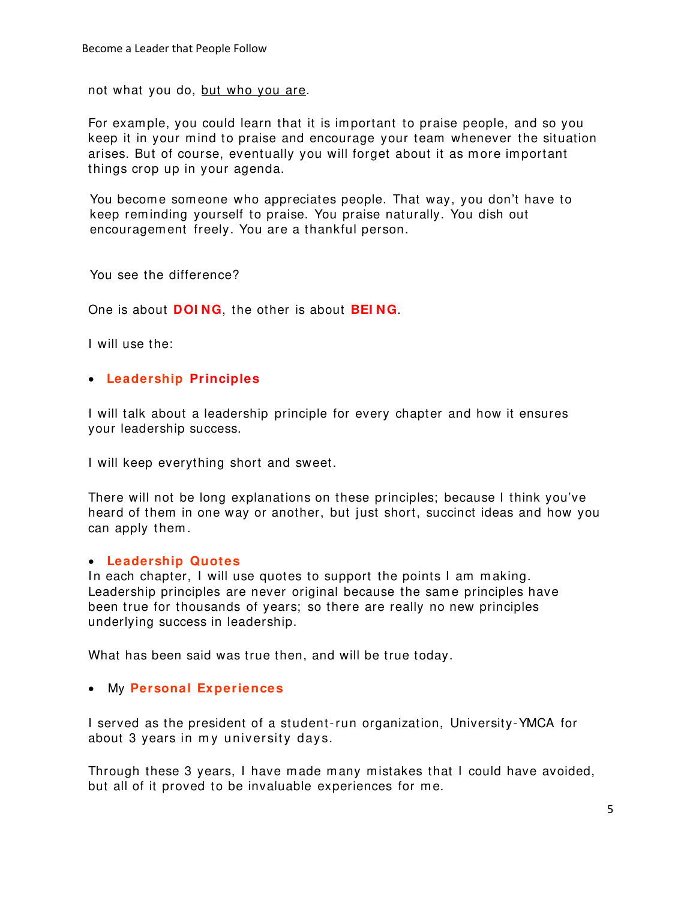not what you do, <u>but who you are</u>.

For example, you could learn that it is important to praise people, and so you keep it in your mind to praise and encourage your team whenever the situation arises. But of course, eventually you will forget about it as more important things crop up in your agenda.

You become someone who appreciates people. That way, you don't have to keep reminding yourself to praise. You praise naturally. You dish out encouragement freely. You are a thankful person.

You see the difference?

One is about **DOING**, the other is about **BEING**.

I will use the:

- **Leadership Principles**

I will talk about a leadership principle for every chapter and how it ensures your leadership success.

I will keep everything short and sweet.

There will not be long explanations on these principles; because I think you've heard of them in one way or another, but just short, succinct ideas and how you can apply them.

- **Leadership Quotes**

In each chapter, I will use quotes to support the points I am making. Leadership principles are never original because the same principles have been true for thousands of years; so there are really no new principles underlying success in leadership.

What has been said was true then, and will be true today.

- My **Personal Experiences**

I served as the president of a student-run organization, University-YMCA for about 3 years in my university days.

Through these 3 years, I have made many mistakes that I could have avoided, but all of it proved to be invaluable experiences for me.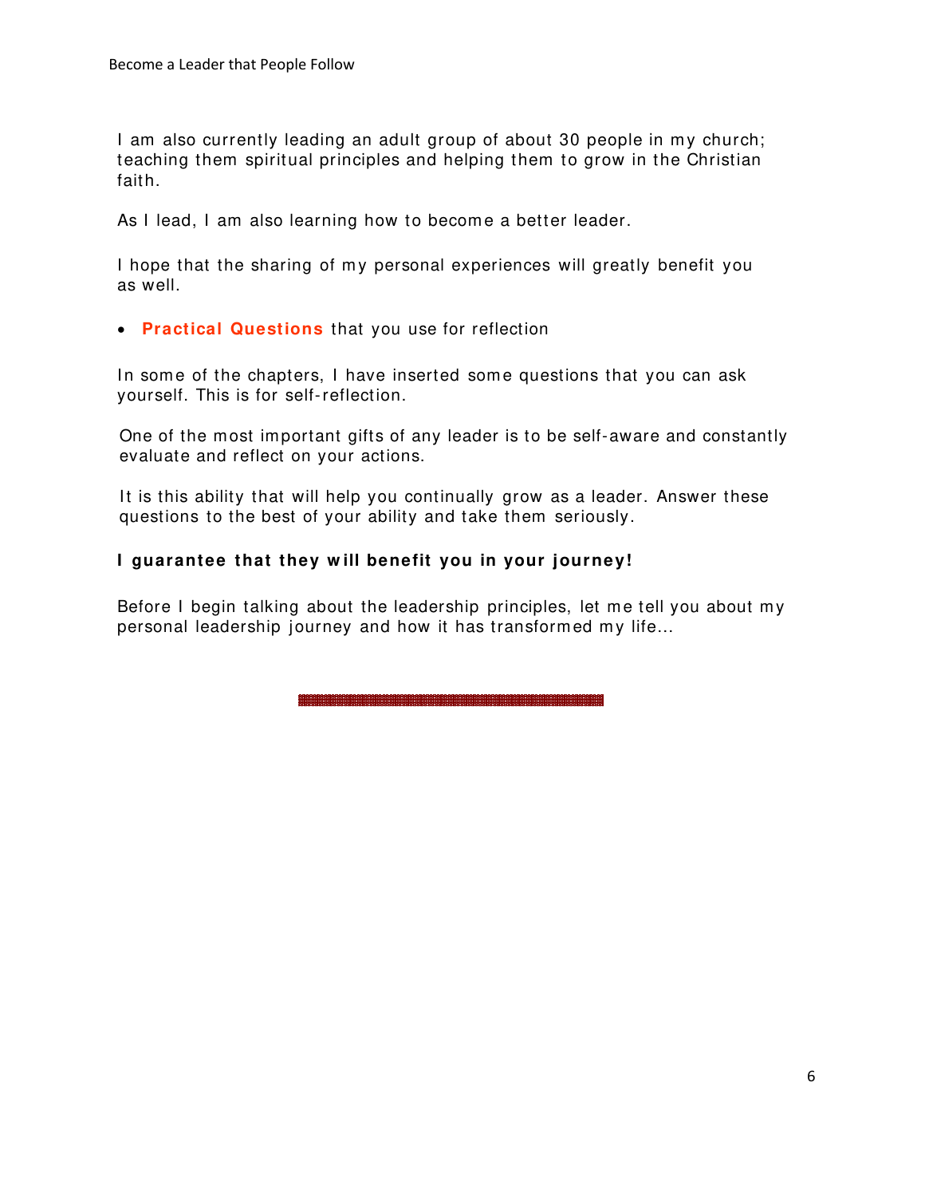I am also currently leading an adult group of about 30 people in my church; teaching them spiritual principles and helping them to grow in the Christian faith.

As I lead, I am also learning how to become a better leader.

I hope that the sharing of my personal experiences will greatly benefit you as well.

- **Practical Questions** that you use for reflection

In some of the chapters, I have inserted some questions that you can ask yourself. This is for self-reflection.

One of the most important gifts of any leader is to be self-aware and constantly evaluate and reflect on your actions.

It is this ability that will help you continually grow as a leader. Answer these questions to the best of your ability and take them seriously.

**I guarantee that they will benefit you in your journey!**

Before I begin talking about the leadership principles, let me tell you about my personal leadership journey and how it has transformed my life...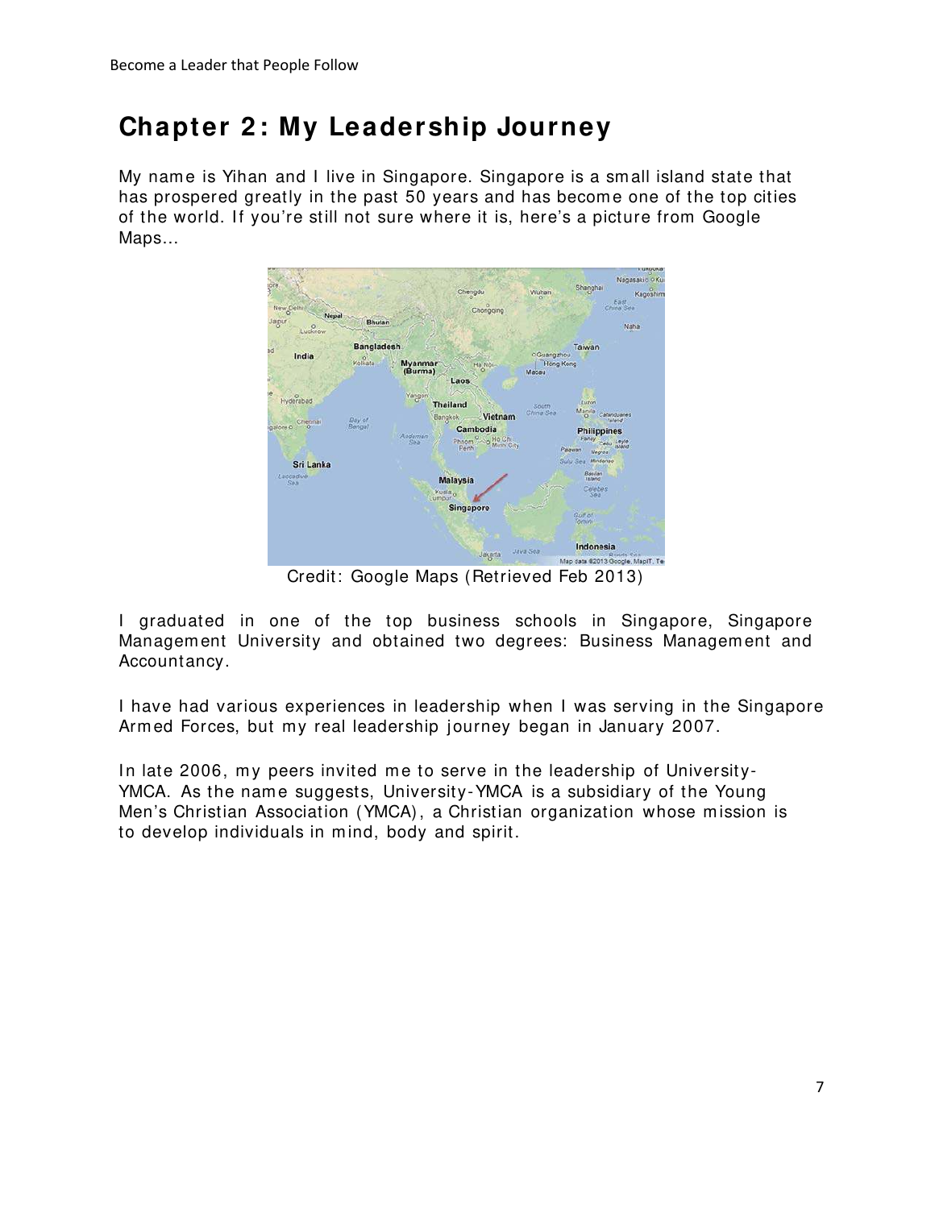# Chapter 2: My Leadership Journey

My name is Yihan and I live in Singapore. Singapore is a small island state that has prospered greatly in the past 50 years and has become one of the top cities of the world. If you're still not sure where it is, here's a picture from Google Maps…

Credit: Google Maps (Retrieved Feb 2013)

I graduated in one of the top business schools in Singapore, Singapore Management University and obtained two degrees: Business Management and Accountancy.

I have had various experiences in leadership when I was serving in the Singapore Armed Forces, but my real leadership journey began in January 2007.

In late 2006, my peers invited me to serve in the leadership of University-YMCA. As the name suggests, University-YMCA is a subsidiary of the Young Men's Christian Association (YMCA), a Christian organization whose mission is to develop individuals in mind, body and spirit.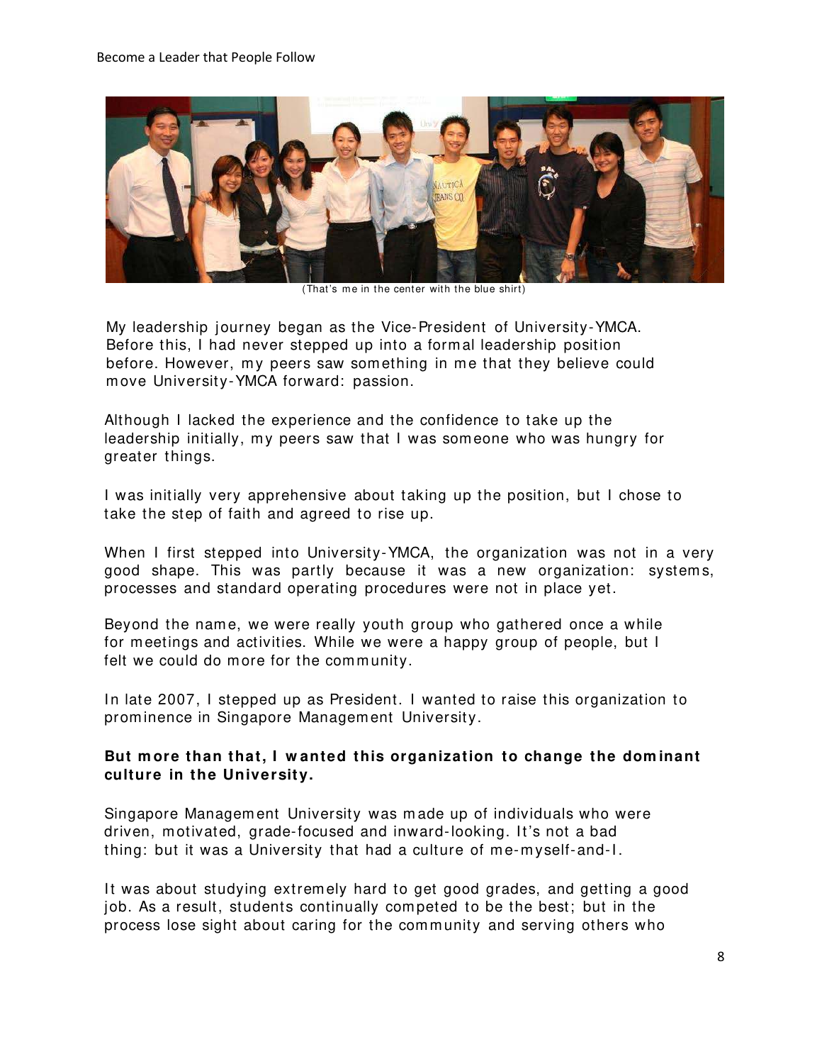(That's me in the center with the blue shirt)

My leadership journey began as the Vice-President of University-YMCA. Before this, I had never stepped up into a formal leadership position before. However, my peers saw something in me that they believe could move University-YMCA forward: passion.

Although I lacked the experience and the confidence to take up the leadership initially, my peers saw that I was someone who was hungry for greater things.

I was initially very apprehensive about taking up the position, but I chose to take the step of faith and agreed to rise up.

When I first stepped into University-YMCA, the organization was not in a very good shape. This was partly because it was a new organization: systems, processes and standard operating procedures were not in place yet.

Beyond the name, we were really youth group who gathered once a while for meetings and activities. While we were a happy group of people, but I felt we could do more for the community.

In late 2007, I stepped up as President. I wanted to raise this organization to prominence in Singapore Management University.

**But more than that, I wanted this organization to change the dominant culture in the University.**

Singapore Management University was made up of individuals who were driven, motivated, grade-focused and inward-looking. It's not a bad thing: but it was a University that had a culture of me-myself-and-I.

It was about studying extremely hard to get good grades, and getting a good job. As a result, students continually competed to be the best; but in the process lose sight about caring for the community and serving others who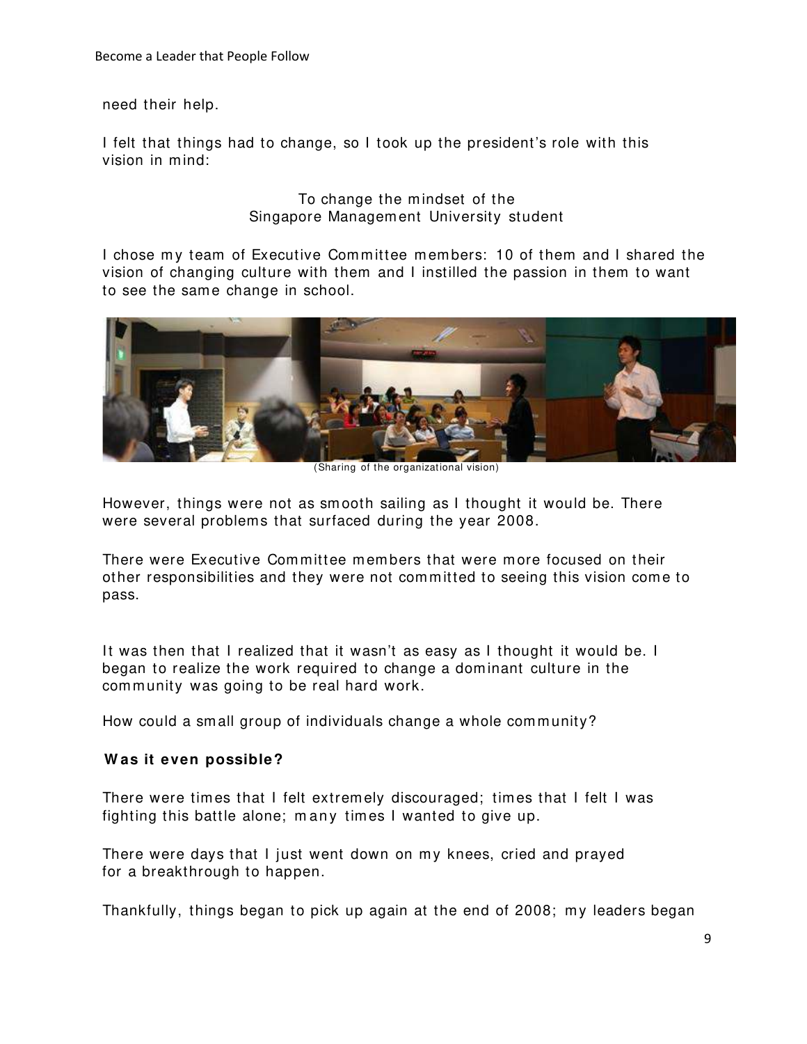need their help.

I felt that things had to change, so I took up the president's role with this vision in mind:

To change the mindset of the
Singapore Management University student

I chose my team of Executive Committee members: 10 of them and I shared the vision of changing culture with them and I instilled the passion in them to want to see the same change in school.

(Sharing of the organizational vision)

However, things were not as smooth sailing as I thought it would be. There were several problems that surfaced during the year 2008.

There were Executive Committee members that were more focused on their other responsibilities and they were not committed to seeing this vision come to pass.

It was then that I realized that it wasn't as easy as I thought it would be. I began to realize the work required to change a dominant culture in the community was going to be real hard work.

How could a small group of individuals change a whole community?

**Was it even possible?**

There were times that I felt extremely discouraged; times that I felt I was fighting this battle alone; many times I wanted to give up.

There were days that I just went down on my knees, cried and prayed for a breakthrough to happen.

Thankfully, things began to pick up again at the end of 2008; my leaders began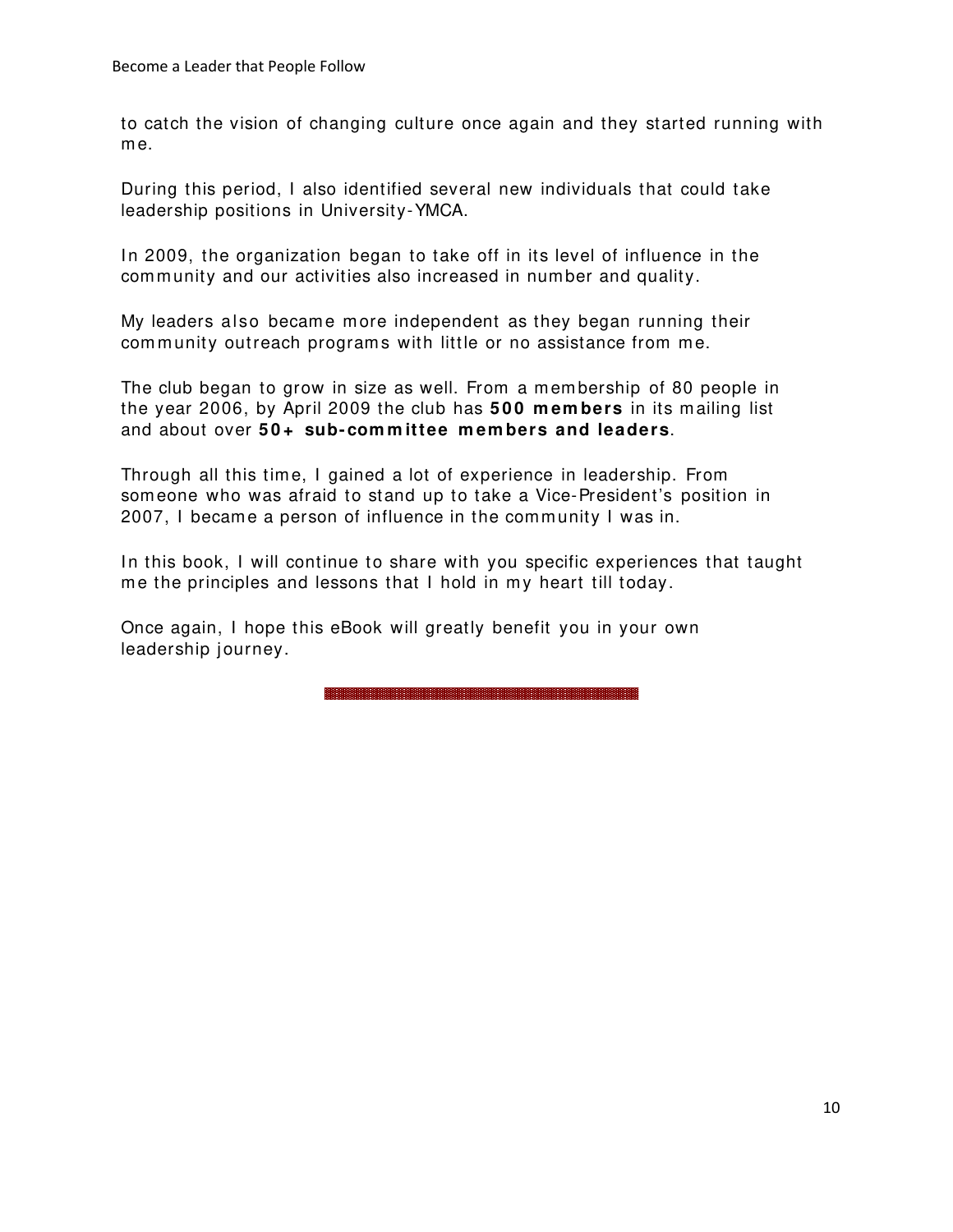to catch the vision of changing culture once again and they started running with me.

During this period, I also identified several new individuals that could take leadership positions in University-YMCA.

In 2009, the organization began to take off in its level of influence in the community and our activities also increased in number and quality.

My leaders also became more independent as they began running their community outreach programs with little or no assistance from me.

The club began to grow in size as well. From a membership of 80 people in the year 2006, by April 2009 the club has **500 members** in its mailing list and about over **50+ sub-committee members and leaders**.

Through all this time, I gained a lot of experience in leadership. From someone who was afraid to stand up to take a Vice-President's position in 2007, I became a person of influence in the community I was in.

In this book, I will continue to share with you specific experiences that taught me the principles and lessons that I hold in my heart till today.

Once again, I hope this eBook will greatly benefit you in your own leadership journey.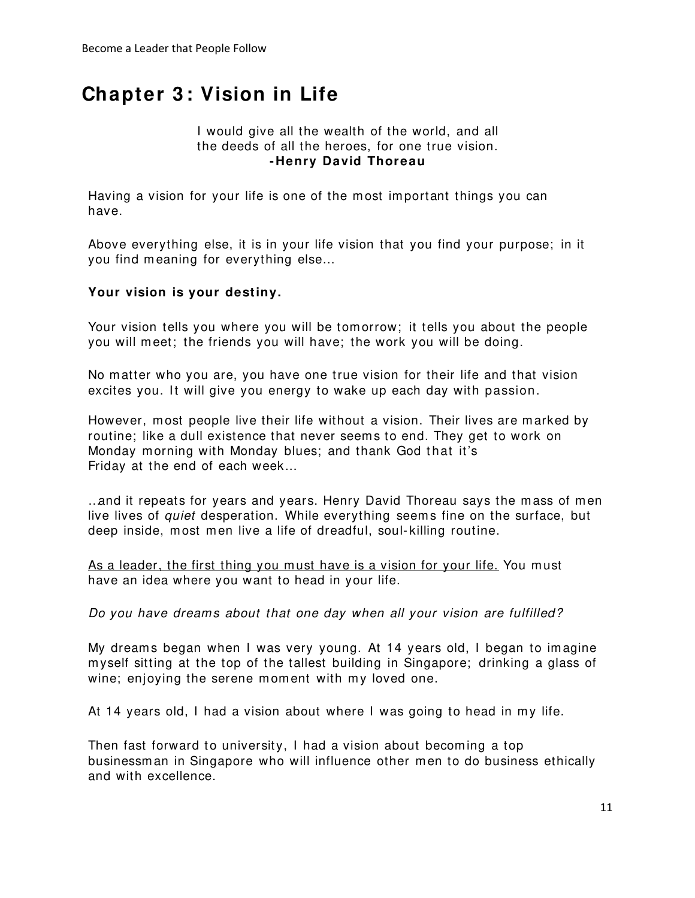# Chapter 3: Vision in Life

> I would give all the wealth of the world, and all the deeds of all the heroes, for one true vision.
> **-Henry David Thoreau**

Having a vision for your life is one of the most important things you can have.

Above everything else, it is in your life vision that you find your purpose; in it you find meaning for everything else...

**Your vision is your destiny.**

Your vision tells you where you will be tomorrow; it tells you about the people you will meet; the friends you will have; the work you will be doing.

No matter who you are, you have one true vision for their life and that vision excites you. It will give you energy to wake up each day with passion.

However, most people live their life without a vision. Their lives are marked by routine; like a dull existence that never seems to end. They get to work on Monday morning with Monday blues; and thank God that it's Friday at the end of each week...

..and it repeats for years and years. Henry David Thoreau says the mass of men live lives of *quiet* desperation. While everything seems fine on the surface, but deep inside, most men live a life of dreadful, soul-killing routine.

<u>As a leader, the first thing you must have is a vision for your life.</u> You must have an idea where you want to head in your life.

*Do you have dreams about that one day when all your vision are fulfilled?*

My dreams began when I was very young. At 14 years old, I began to imagine myself sitting at the top of the tallest building in Singapore; drinking a glass of wine; enjoying the serene moment with my loved one.

At 14 years old, I had a vision about where I was going to head in my life.

Then fast forward to university, I had a vision about becoming a top businessman in Singapore who will influence other men to do business ethically and with excellence.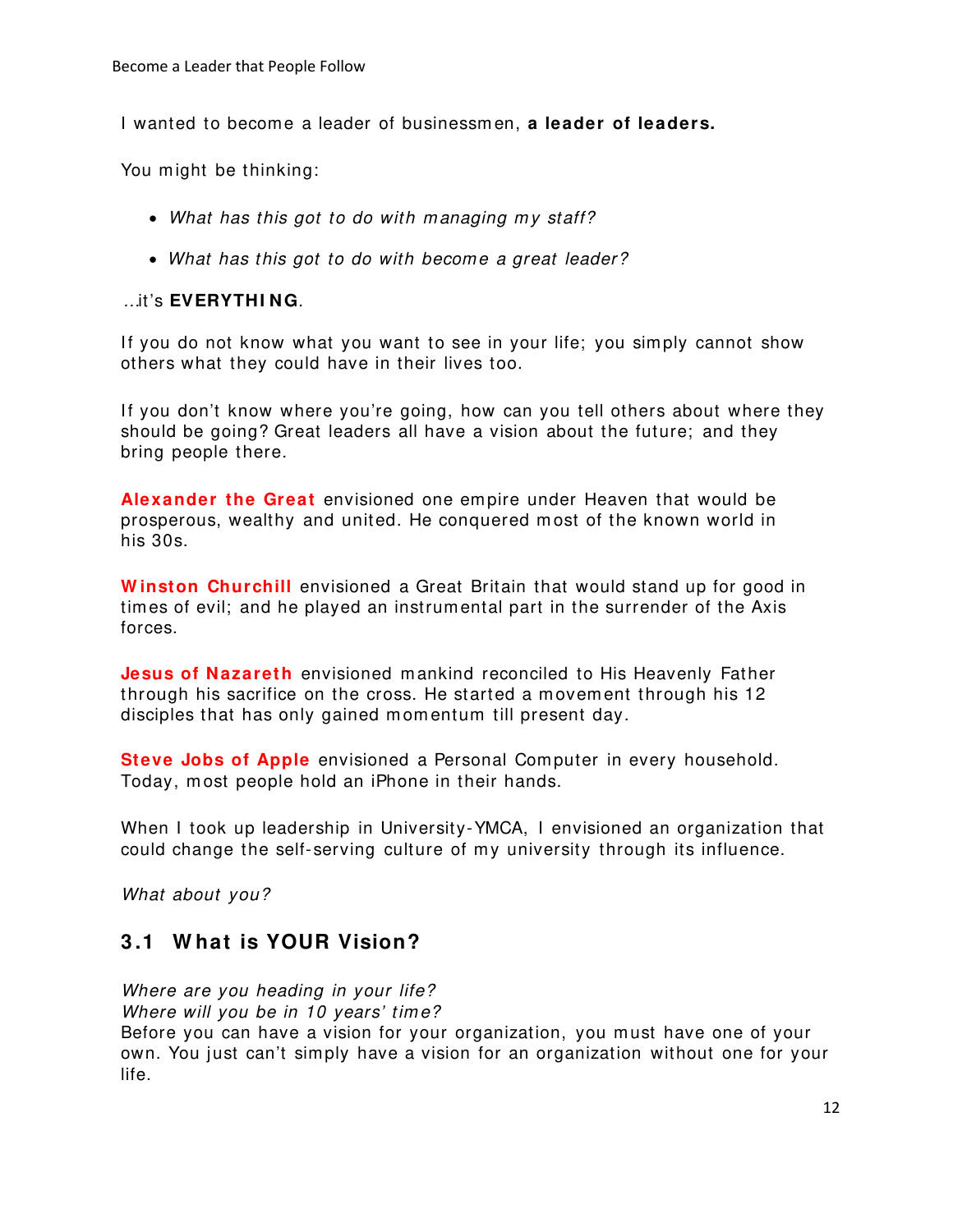I wanted to become a leader of businessmen, **a leader of leaders.**

You might be thinking:

- *What has this got to do with managing my staff?*
- *What has this got to do with become a great leader?*

...it's **EVERYTHING**.

If you do not know what you want to see in your life; you simply cannot show others what they could have in their lives too.

If you don't know where you're going, how can you tell others about where they should be going? Great leaders all have a vision about the future; and they bring people there.

**Alexander the Great** envisioned one empire under Heaven that would be prosperous, wealthy and united. He conquered most of the known world in his 30s.

**Winston Churchill** envisioned a Great Britain that would stand up for good in times of evil; and he played an instrumental part in the surrender of the Axis forces.

**Jesus of Nazareth** envisioned mankind reconciled to His Heavenly Father through his sacrifice on the cross. He started a movement through his 12 disciples that has only gained momentum till present day.

**Steve Jobs of Apple** envisioned a Personal Computer in every household. Today, most people hold an iPhone in their hands.

When I took up leadership in University-YMCA, I envisioned an organization that could change the self-serving culture of my university through its influence.

*What about you?*

## 3.1 What is YOUR Vision?

*Where are you heading in your life?*
*Where will you be in 10 years' time?*
Before you can have a vision for your organization, you must have one of your own. You just can't simply have a vision for an organization without one for your life.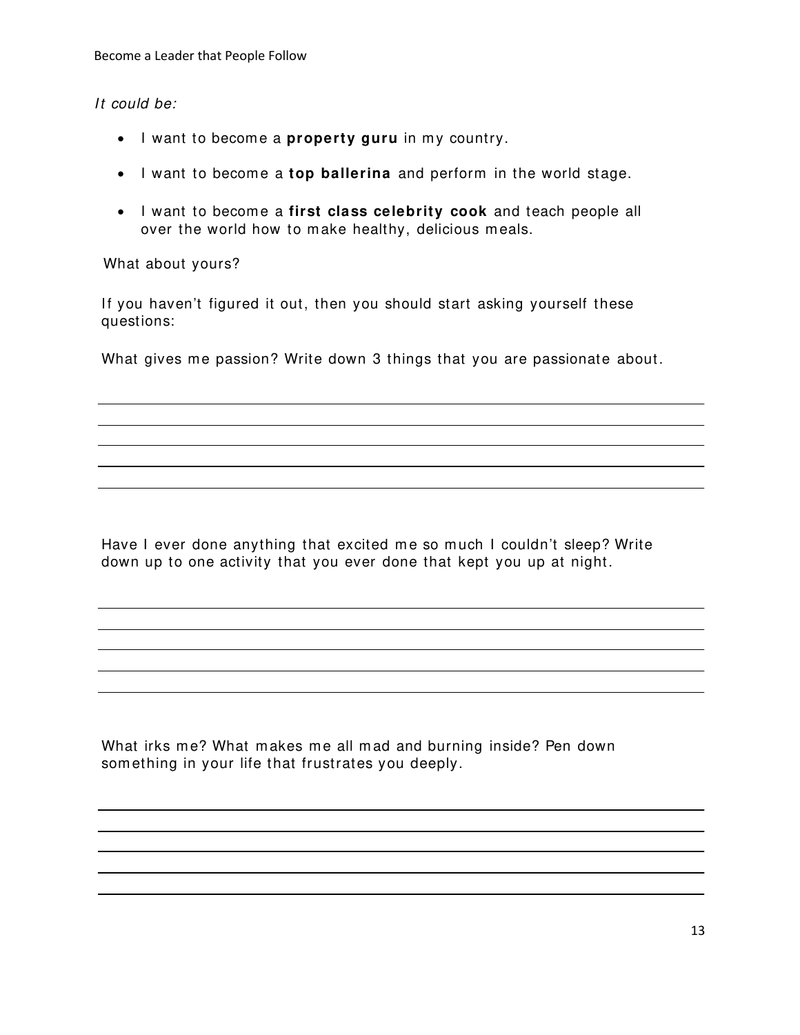*It could be:*

- I want to become a **property guru** in my country.
- I want to become a **top ballerina** and perform in the world stage.
- I want to become a **first class celebrity cook** and teach people all over the world how to make healthy, delicious meals.

What about yours?

If you haven't figured it out, then you should start asking yourself these questions:

What gives me passion? Write down 3 things that you are passionate about.

Have I ever done anything that excited me so much I couldn't sleep? Write down up to one activity that you ever done that kept you up at night.

What irks me? What makes me all mad and burning inside? Pen down something in your life that frustrates you deeply.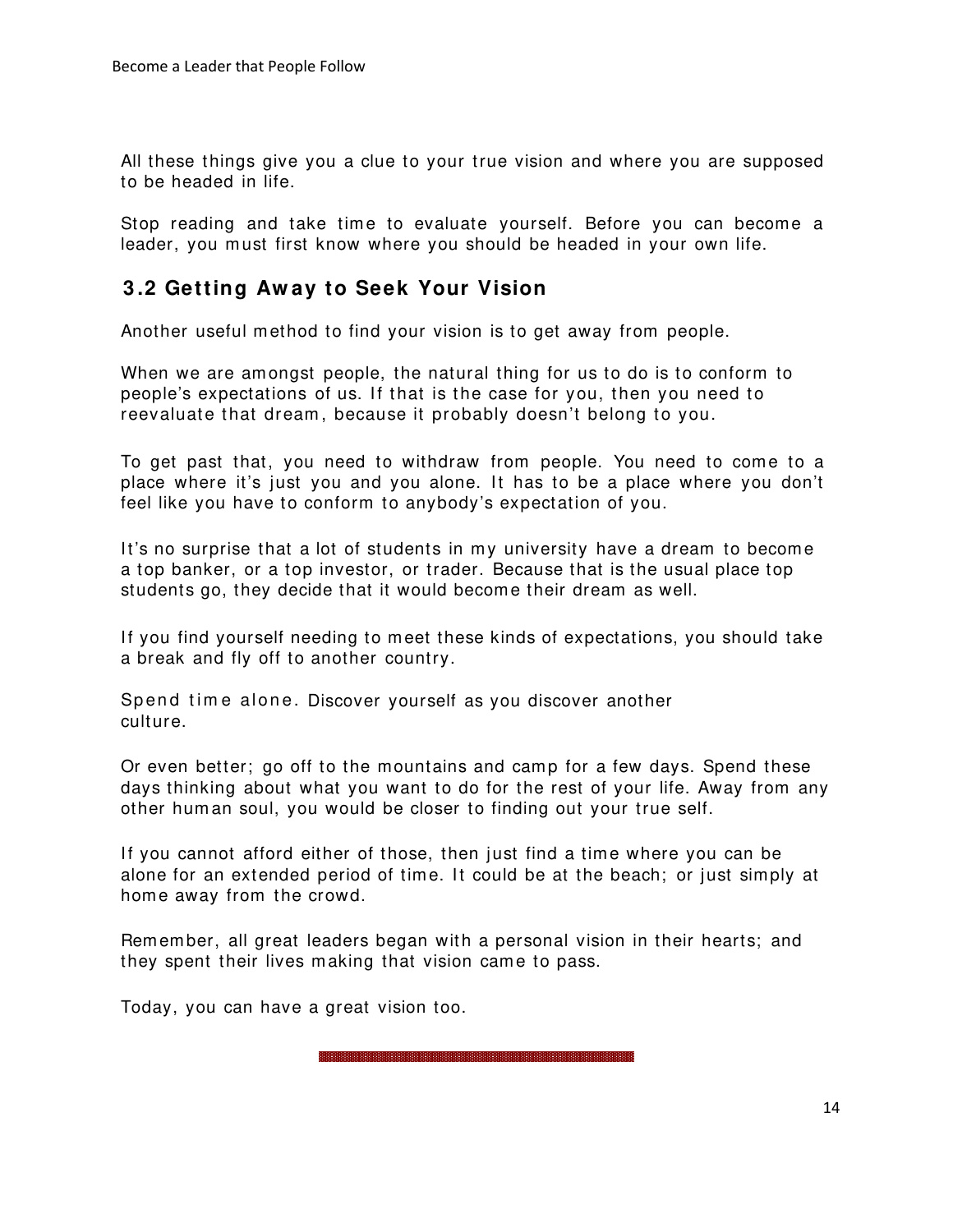All these things give you a clue to your true vision and where you are supposed to be headed in life.

Stop reading and take time to evaluate yourself. Before you can become a leader, you must first know where you should be headed in your own life.

## 3.2 Getting Away to Seek Your Vision

Another useful method to find your vision is to get away from people.

When we are amongst people, the natural thing for us to do is to conform to people's expectations of us. If that is the case for you, then you need to reevaluate that dream, because it probably doesn't belong to you.

To get past that, you need to withdraw from people. You need to come to a place where it's just you and you alone. It has to be a place where you don't feel like you have to conform to anybody's expectation of you.

It's no surprise that a lot of students in my university have a dream to become a top banker, or a top investor, or trader. Because that is the usual place top students go, they decide that it would become their dream as well.

If you find yourself needing to meet these kinds of expectations, you should take a break and fly off to another country.

Spend time alone. Discover yourself as you discover another culture.

Or even better; go off to the mountains and camp for a few days. Spend these days thinking about what you want to do for the rest of your life. Away from any other human soul, you would be closer to finding out your true self.

If you cannot afford either of those, then just find a time where you can be alone for an extended period of time. It could be at the beach; or just simply at home away from the crowd.

Remember, all great leaders began with a personal vision in their hearts; and they spent their lives making that vision came to pass.

Today, you can have a great vision too.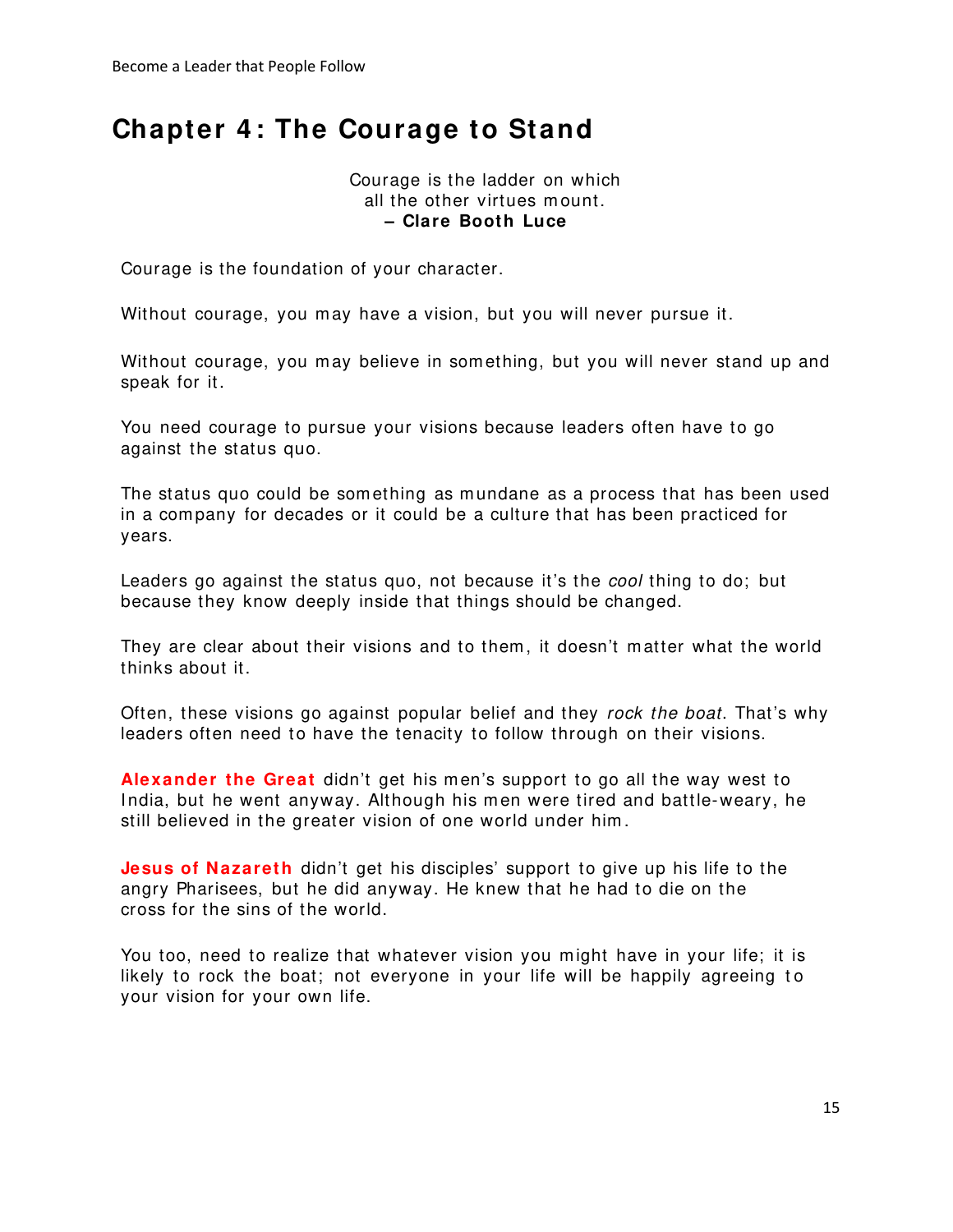# Chapter 4: The Courage to Stand

Courage is the ladder on which
all the other virtues mount.
**– Clare Booth Luce**

Courage is the foundation of your character.

Without courage, you may have a vision, but you will never pursue it.

Without courage, you may believe in something, but you will never stand up and speak for it.

You need courage to pursue your visions because leaders often have to go against the status quo.

The status quo could be something as mundane as a process that has been used in a company for decades or it could be a culture that has been practiced for years.

Leaders go against the status quo, not because it's the *cool* thing to do; but because they know deeply inside that things should be changed.

They are clear about their visions and to them, it doesn't matter what the world thinks about it.

Often, these visions go against popular belief and they *rock the boat*. That's why leaders often need to have the tenacity to follow through on their visions.

**Alexander the Great** didn't get his men's support to go all the way west to India, but he went anyway. Although his men were tired and battle-weary, he still believed in the greater vision of one world under him.

**Jesus of Nazareth** didn't get his disciples' support to give up his life to the angry Pharisees, but he did anyway. He knew that he had to die on the cross for the sins of the world.

You too, need to realize that whatever vision you might have in your life; it is likely to rock the boat; not everyone in your life will be happily agreeing to your vision for your own life.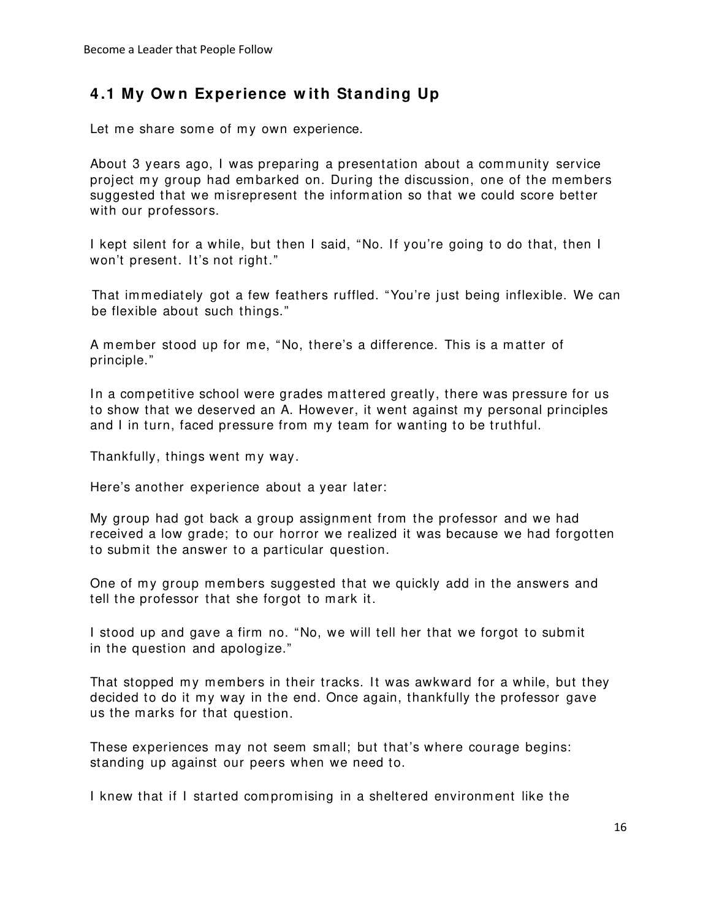## 4.1 My Own Experience with Standing Up

Let me share some of my own experience.

About 3 years ago, I was preparing a presentation about a community service project my group had embarked on. During the discussion, one of the members suggested that we misrepresent the information so that we could score better with our professors.

I kept silent for a while, but then I said, "No. If you're going to do that, then I won't present. It's not right."

That immediately got a few feathers ruffled. "You're just being inflexible. We can be flexible about such things."

A member stood up for me, "No, there's a difference. This is a matter of principle."

In a competitive school were grades mattered greatly, there was pressure for us to show that we deserved an A. However, it went against my personal principles and I in turn, faced pressure from my team for wanting to be truthful.

Thankfully, things went my way.

Here's another experience about a year later:

My group had got back a group assignment from the professor and we had received a low grade; to our horror we realized it was because we had forgotten to submit the answer to a particular question.

One of my group members suggested that we quickly add in the answers and tell the professor that she forgot to mark it.

I stood up and gave a firm no. "No, we will tell her that we forgot to submit in the question and apologize."

That stopped my members in their tracks. It was awkward for a while, but they decided to do it my way in the end. Once again, thankfully the professor gave us the marks for that question.

These experiences may not seem small; but that's where courage begins: standing up against our peers when we need to.

I knew that if I started compromising in a sheltered environment like the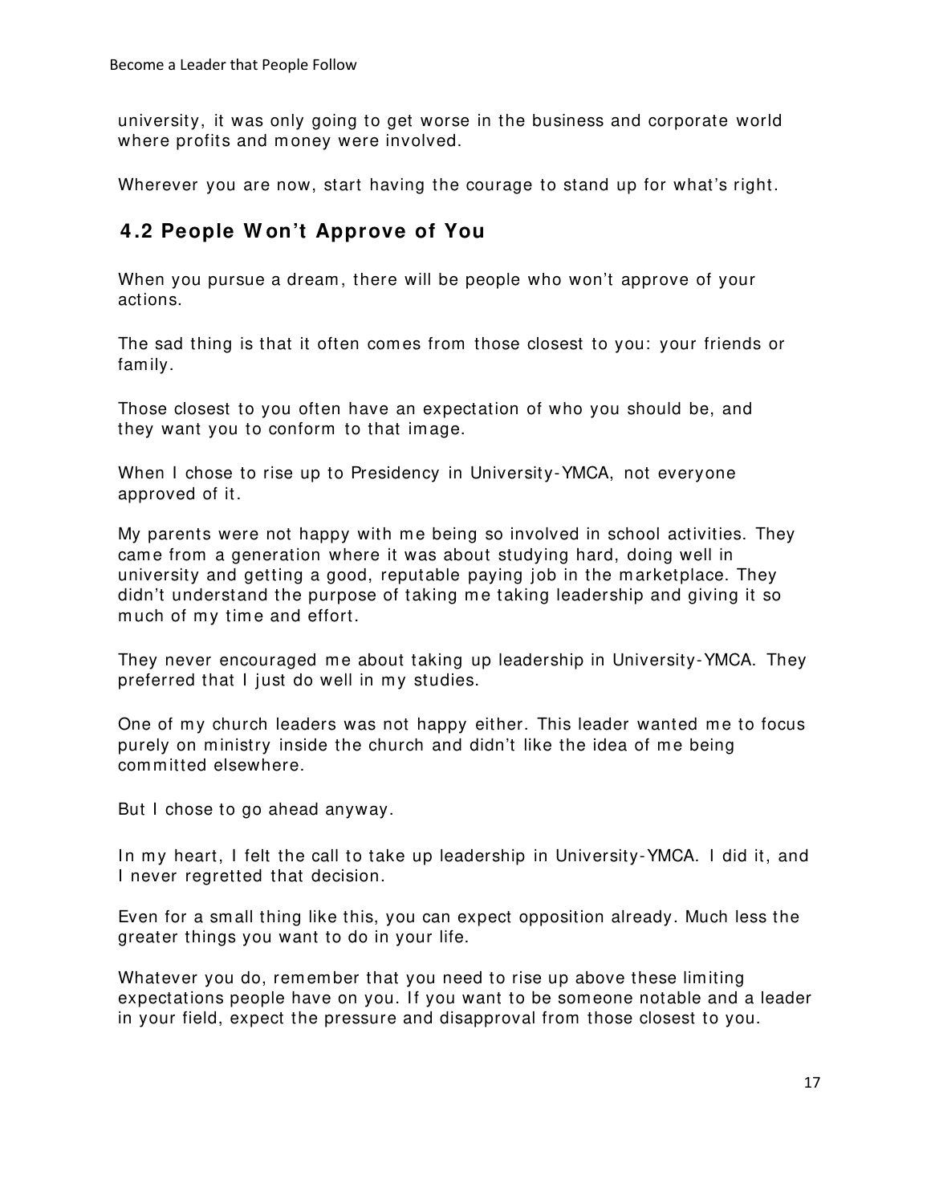university, it was only going to get worse in the business and corporate world where profits and money were involved.

Wherever you are now, start having the courage to stand up for what's right.

## 4.2 People Won't Approve of You

When you pursue a dream, there will be people who won't approve of your actions.

The sad thing is that it often comes from those closest to you: your friends or family.

Those closest to you often have an expectation of who you should be, and they want you to conform to that image.

When I chose to rise up to Presidency in University-YMCA, not everyone approved of it.

My parents were not happy with me being so involved in school activities. They came from a generation where it was about studying hard, doing well in university and getting a good, reputable paying job in the marketplace. They didn't understand the purpose of taking me taking leadership and giving it so much of my time and effort.

They never encouraged me about taking up leadership in University-YMCA. They preferred that I just do well in my studies.

One of my church leaders was not happy either. This leader wanted me to focus purely on ministry inside the church and didn't like the idea of me being committed elsewhere.

But I chose to go ahead anyway.

In my heart, I felt the call to take up leadership in University-YMCA. I did it, and I never regretted that decision.

Even for a small thing like this, you can expect opposition already. Much less the greater things you want to do in your life.

Whatever you do, remember that you need to rise up above these limiting expectations people have on you. If you want to be someone notable and a leader in your field, expect the pressure and disapproval from those closest to you.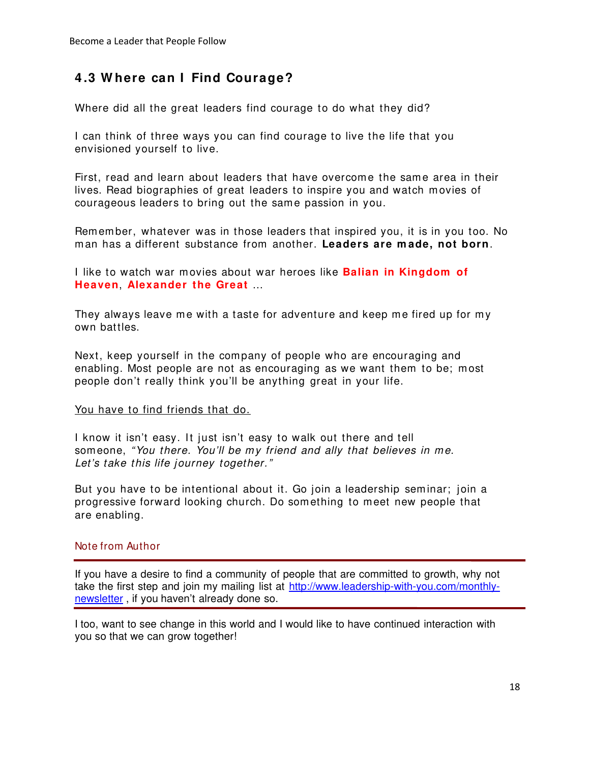## 4.3 Where can I Find Courage?

Where did all the great leaders find courage to do what they did?

I can think of three ways you can find courage to live the life that you envisioned yourself to live.

First, read and learn about leaders that have overcome the same area in their lives. Read biographies of great leaders to inspire you and watch movies of courageous leaders to bring out the same passion in you.

Remember, whatever was in those leaders that inspired you, it is in you too. No man has a different substance from another. **Leaders are made, not born**.

I like to watch war movies about war heroes like **Balian in Kingdom of Heaven**, **Alexander the Great** ...

They always leave me with a taste for adventure and keep me fired up for my own battles.

Next, keep yourself in the company of people who are encouraging and enabling. Most people are not as encouraging as we want them to be; most people don't really think you'll be anything great in your life.

<u>You have to find friends that do.</u>

I know it isn't easy. It just isn't easy to walk out there and tell someone, *"You there. You'll be my friend and ally that believes in me. Let's take this life journey together."*

But you have to be intentional about it. Go join a leadership seminar; join a progressive forward looking church. Do something to meet new people that are enabling.

Note from Author

---

If you have a desire to find a community of people that are committed to growth, why not take the first step and join my mailing list at [http://www.leadership-with-you.com/monthly-newsletter](http://www.leadership-with-you.com/monthly-newsletter) , if you haven't already done so.

---

I too, want to see change in this world and I would like to have continued interaction with you so that we can grow together!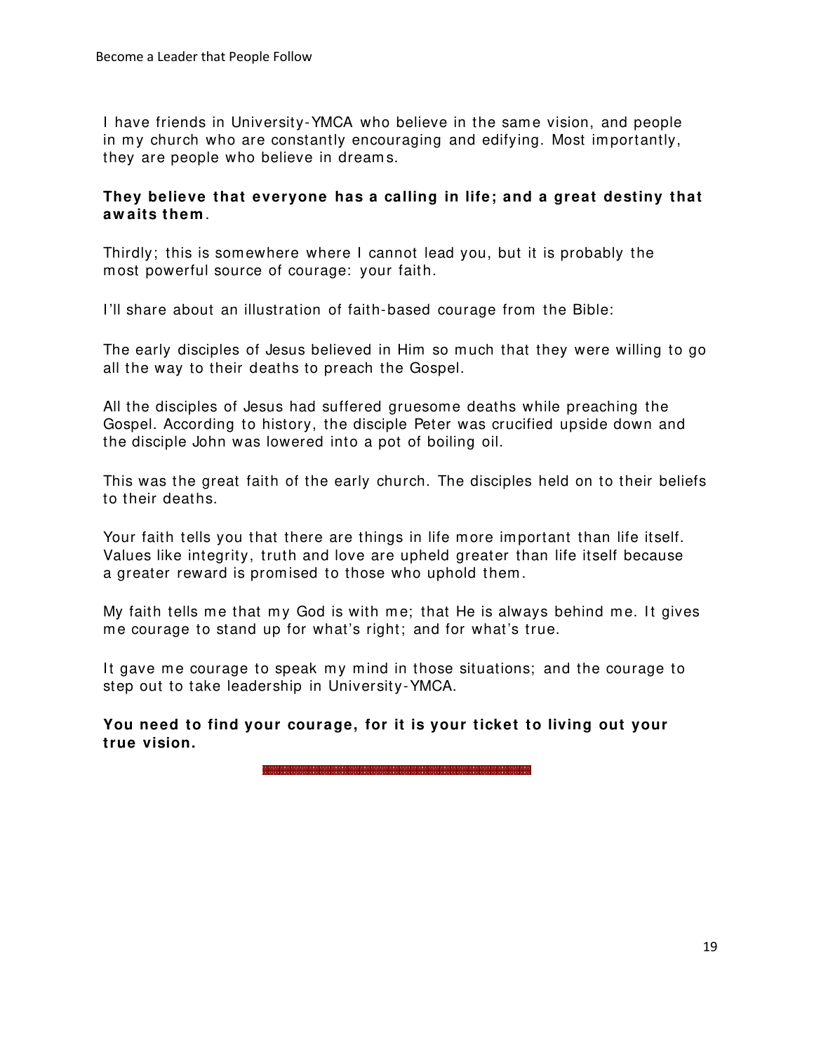I have friends in University-YMCA who believe in the same vision, and people in my church who are constantly encouraging and edifying. Most importantly, they are people who believe in dreams.

**They believe that everyone has a calling in life; and a great destiny that awaits them**.

Thirdly; this is somewhere where I cannot lead you, but it is probably the most powerful source of courage: your faith.

I'll share about an illustration of faith-based courage from the Bible:

The early disciples of Jesus believed in Him so much that they were willing to go all the way to their deaths to preach the Gospel.

All the disciples of Jesus had suffered gruesome deaths while preaching the Gospel. According to history, the disciple Peter was crucified upside down and the disciple John was lowered into a pot of boiling oil.

This was the great faith of the early church. The disciples held on to their beliefs to their deaths.

Your faith tells you that there are things in life more important than life itself. Values like integrity, truth and love are upheld greater than life itself because a greater reward is promised to those who uphold them.

My faith tells me that my God is with me; that He is always behind me. It gives me courage to stand up for what's right; and for what's true.

It gave me courage to speak my mind in those situations; and the courage to step out to take leadership in University-YMCA.

**You need to find your courage, for it is your ticket to living out your true vision.**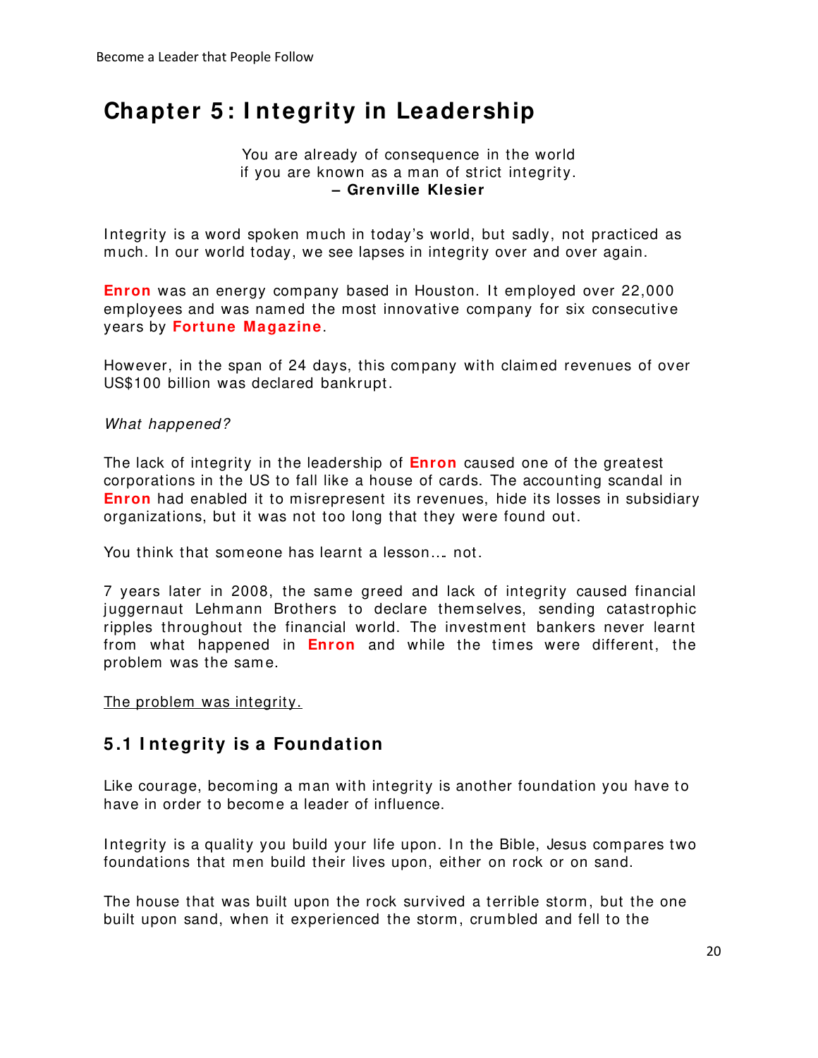# Chapter 5: Integrity in Leadership

You are already of consequence in the world
if you are known as a man of strict integrity.
**– Grenville Klesier**

Integrity is a word spoken much in today's world, but sadly, not practiced as much. In our world today, we see lapses in integrity over and over again.

**Enron** was an energy company based in Houston. It employed over 22,000 employees and was named the most innovative company for six consecutive years by **Fortune Magazine**.

However, in the span of 24 days, this company with claimed revenues of over US$100 billion was declared bankrupt.

*What happened?*

The lack of integrity in the leadership of **Enron** caused one of the greatest corporations in the US to fall like a house of cards. The accounting scandal in **Enron** had enabled it to misrepresent its revenues, hide its losses in subsidiary organizations, but it was not too long that they were found out.

You think that someone has learnt a lesson…. not.

7 years later in 2008, the same greed and lack of integrity caused financial juggernaut Lehmann Brothers to declare themselves, sending catastrophic ripples throughout the financial world. The investment bankers never learnt from what happened in **Enron** and while the times were different, the problem was the same.

<u>The problem was integrity.</u>

## 5.1 Integrity is a Foundation

Like courage, becoming a man with integrity is another foundation you have to have in order to become a leader of influence.

Integrity is a quality you build your life upon. In the Bible, Jesus compares two foundations that men build their lives upon, either on rock or on sand.

The house that was built upon the rock survived a terrible storm, but the one built upon sand, when it experienced the storm, crumbled and fell to the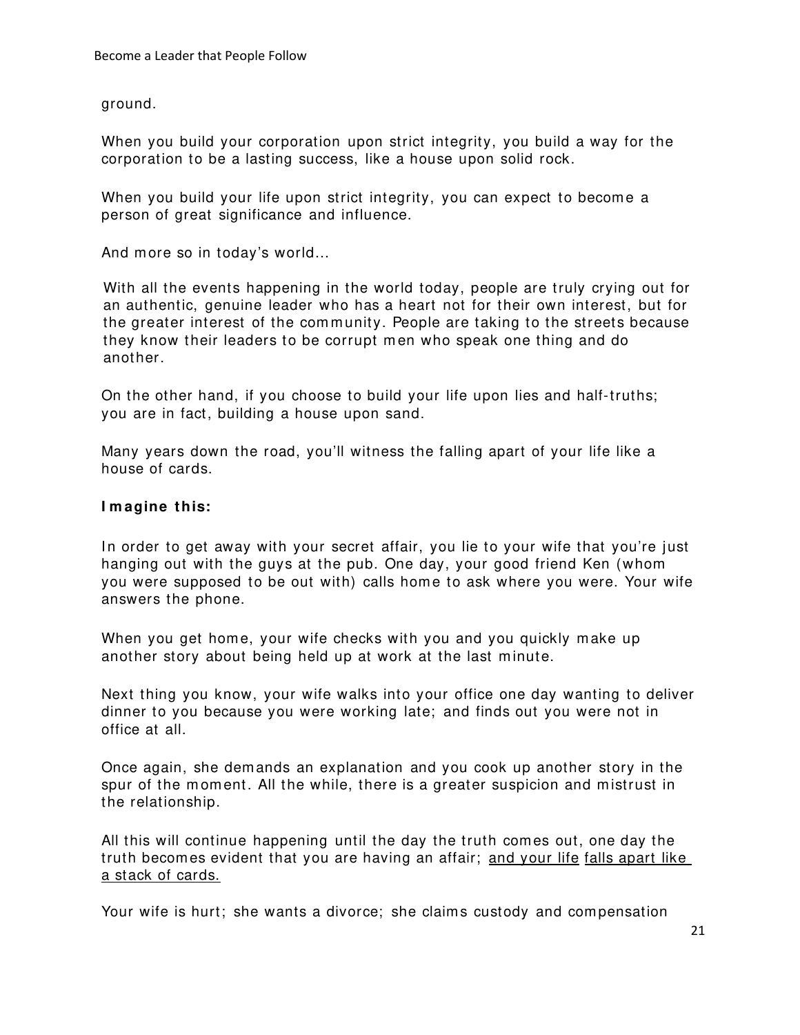ground.

When you build your corporation upon strict integrity, you build a way for the corporation to be a lasting success, like a house upon solid rock.

When you build your life upon strict integrity, you can expect to become a person of great significance and influence.

And more so in today's world...

With all the events happening in the world today, people are truly crying out for an authentic, genuine leader who has a heart not for their own interest, but for the greater interest of the community. People are taking to the streets because they know their leaders to be corrupt men who speak one thing and do another.

On the other hand, if you choose to build your life upon lies and half-truths; you are in fact, building a house upon sand.

Many years down the road, you'll witness the falling apart of your life like a house of cards.

**Imagine this:**

In order to get away with your secret affair, you lie to your wife that you're just hanging out with the guys at the pub. One day, your good friend Ken (whom you were supposed to be out with) calls home to ask where you were. Your wife answers the phone.

When you get home, your wife checks with you and you quickly make up another story about being held up at work at the last minute.

Next thing you know, your wife walks into your office one day wanting to deliver dinner to you because you were working late; and finds out you were not in office at all.

Once again, she demands an explanation and you cook up another story in the spur of the moment. All the while, there is a greater suspicion and mistrust in the relationship.

All this will continue happening until the day the truth comes out, one day the truth becomes evident that you are having an affair; <u>and your life falls apart like a stack of cards.</u>

Your wife is hurt; she wants a divorce; she claims custody and compensation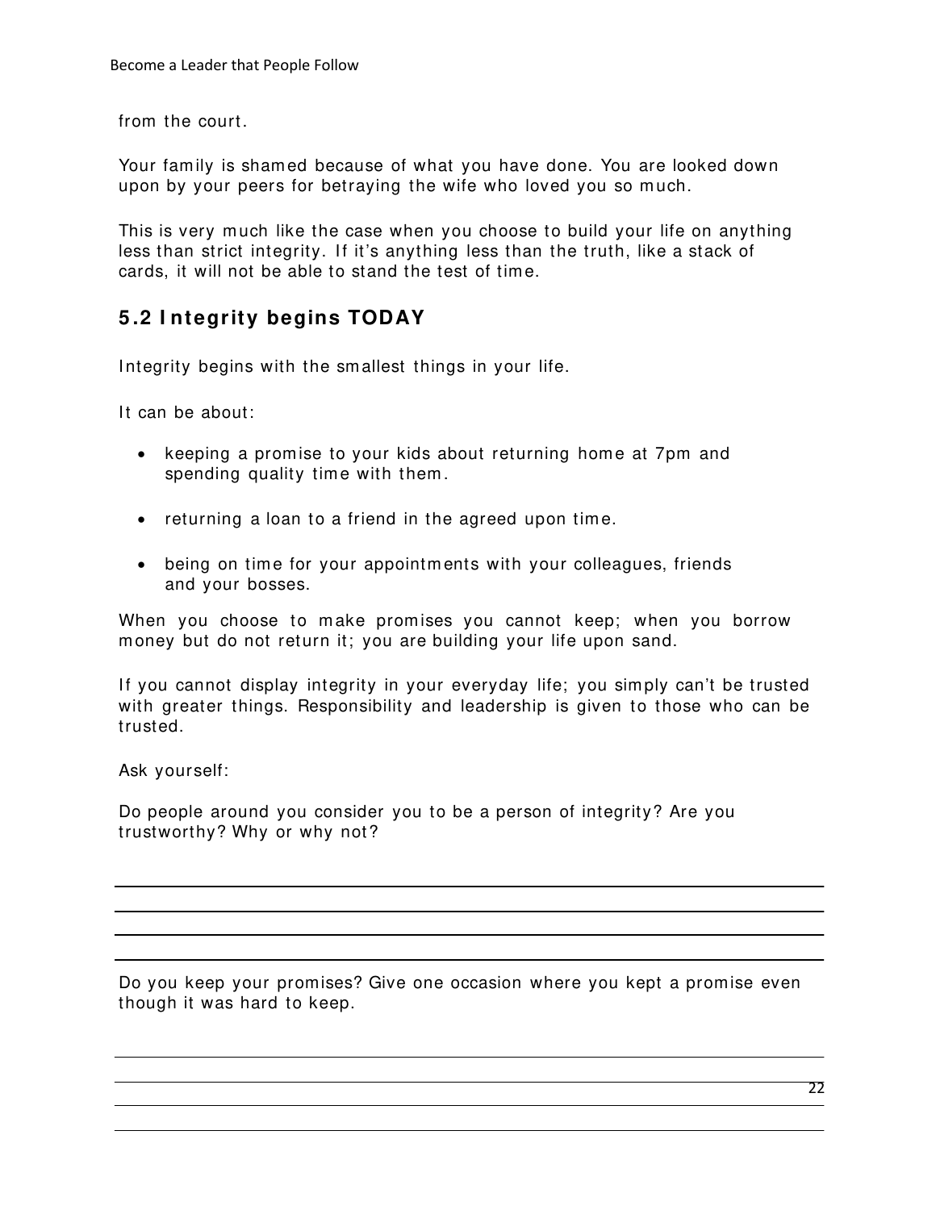from the court.

Your family is shamed because of what you have done. You are looked down upon by your peers for betraying the wife who loved you so much.

This is very much like the case when you choose to build your life on anything less than strict integrity. If it's anything less than the truth, like a stack of cards, it will not be able to stand the test of time.

## 5.2 Integrity begins TODAY

Integrity begins with the smallest things in your life.

It can be about:

- keeping a promise to your kids about returning home at 7pm and spending quality time with them.
- returning a loan to a friend in the agreed upon time.
- being on time for your appointments with your colleagues, friends and your bosses.

When you choose to make promises you cannot keep; when you borrow money but do not return it; you are building your life upon sand.

If you cannot display integrity in your everyday life; you simply can't be trusted with greater things. Responsibility and leadership is given to those who can be trusted.

Ask yourself:

Do people around you consider you to be a person of integrity? Are you trustworthy? Why or why not?

---

---

---

---

Do you keep your promises? Give one occasion where you kept a promise even though it was hard to keep.

---

---

---

---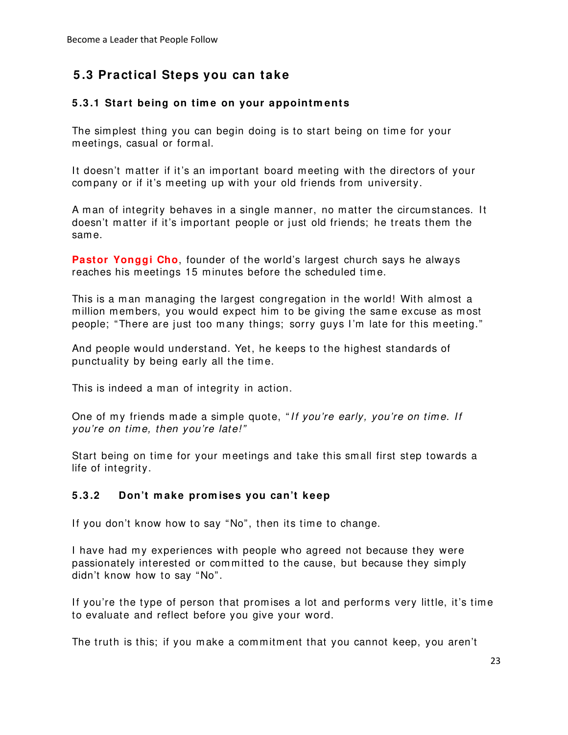## 5.3 Practical Steps you can take

### 5.3.1 Start being on time on your appointments

The simplest thing you can begin doing is to start being on time for your meetings, casual or formal.

It doesn't matter if it's an important board meeting with the directors of your company or if it's meeting up with your old friends from university.

A man of integrity behaves in a single manner, no matter the circumstances. It doesn't matter if it's important people or just old friends; he treats them the same.

**Pastor Yonggi Cho**, founder of the world's largest church says he always reaches his meetings 15 minutes before the scheduled time.

This is a man managing the largest congregation in the world! With almost a million members, you would expect him to be giving the same excuse as most people; "There are just too many things; sorry guys I'm late for this meeting."

And people would understand. Yet, he keeps to the highest standards of punctuality by being early all the time.

This is indeed a man of integrity in action.

One of my friends made a simple quote, "*If you're early, you're on time. If you're on time, then you're late!"*

Start being on time for your meetings and take this small first step towards a life of integrity.

### 5.3.2 Don't make promises you can't keep

If you don't know how to say "No", then its time to change.

I have had my experiences with people who agreed not because they were passionately interested or committed to the cause, but because they simply didn't know how to say "No".

If you're the type of person that promises a lot and performs very little, it's time to evaluate and reflect before you give your word.

The truth is this; if you make a commitment that you cannot keep, you aren't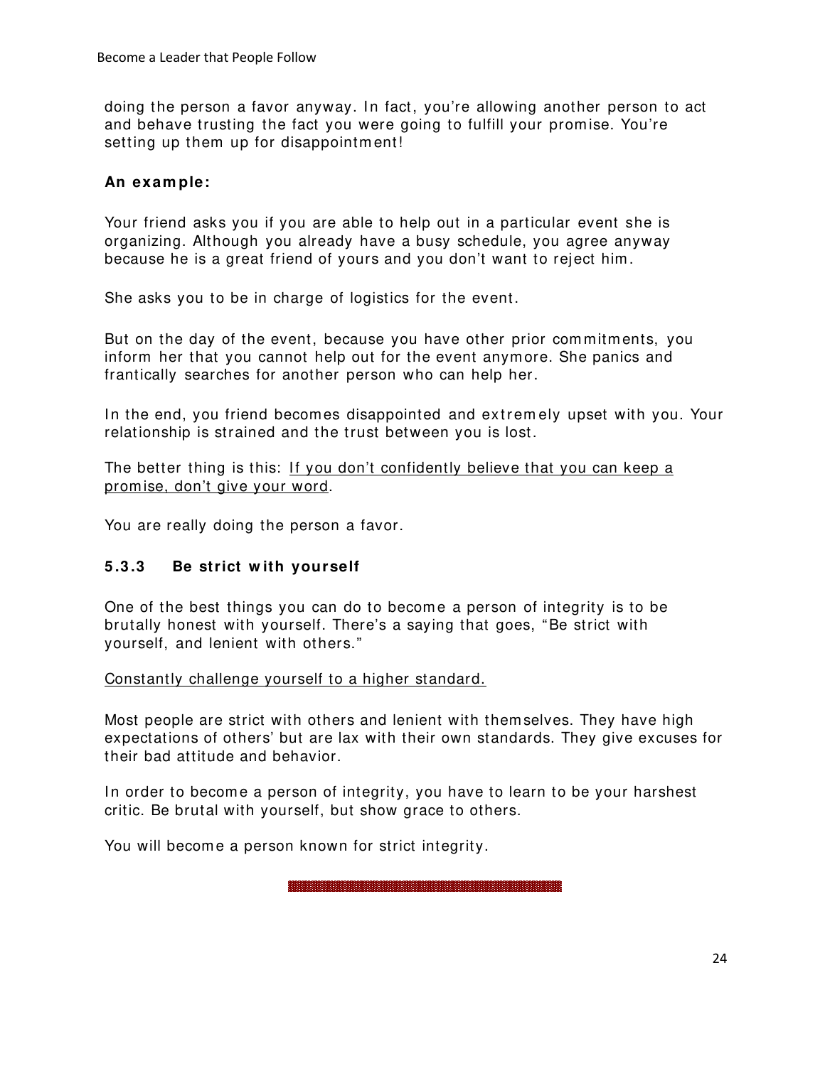doing the person a favor anyway. In fact, you're allowing another person to act and behave trusting the fact you were going to fulfill your promise. You're setting up them up for disappointment!

**An example:**

Your friend asks you if you are able to help out in a particular event she is organizing. Although you already have a busy schedule, you agree anyway because he is a great friend of yours and you don't want to reject him.

She asks you to be in charge of logistics for the event.

But on the day of the event, because you have other prior commitments, you inform her that you cannot help out for the event anymore. She panics and frantically searches for another person who can help her.

In the end, you friend becomes disappointed and extremely upset with you. Your relationship is strained and the trust between you is lost.

The better thing is this: <u>If you don't confidently believe that you can keep a promise, don't give your word</u>.

You are really doing the person a favor.

### 5.3.3 Be strict with yourself

One of the best things you can do to become a person of integrity is to be brutally honest with yourself. There's a saying that goes, "Be strict with yourself, and lenient with others."

<u>Constantly challenge yourself to a higher standard.</u>

Most people are strict with others and lenient with themselves. They have high expectations of others' but are lax with their own standards. They give excuses for their bad attitude and behavior.

In order to become a person of integrity, you have to learn to be your harshest critic. Be brutal with yourself, but show grace to others.

You will become a person known for strict integrity.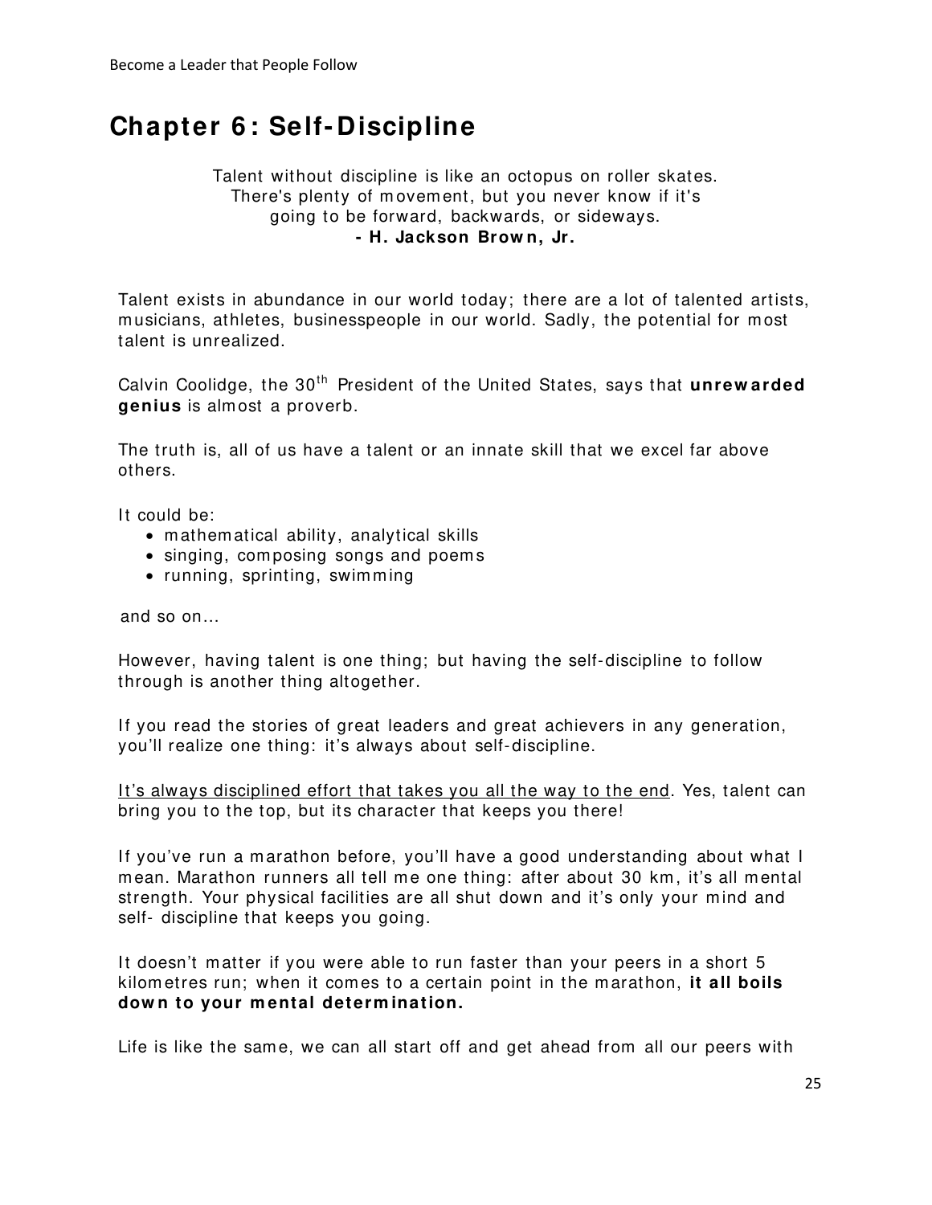# Chapter 6: Self-Discipline

Talent without discipline is like an octopus on roller skates.
There's plenty of movement, but you never know if it's
going to be forward, backwards, or sideways.
**- H. Jackson Brown, Jr.**

Talent exists in abundance in our world today; there are a lot of talented artists, musicians, athletes, businesspeople in our world. Sadly, the potential for most talent is unrealized.

Calvin Coolidge, the 30th President of the United States, says that **unrewarded genius** is almost a proverb.

The truth is, all of us have a talent or an innate skill that we excel far above others.

It could be:

- mathematical ability, analytical skills
- singing, composing songs and poems
- running, sprinting, swimming

and so on…

However, having talent is one thing; but having the self-discipline to follow through is another thing altogether.

If you read the stories of great leaders and great achievers in any generation, you'll realize one thing: it's always about self-discipline.

<u>It's always disciplined effort that takes you all the way to the end</u>. Yes, talent can bring you to the top, but its character that keeps you there!

If you've run a marathon before, you'll have a good understanding about what I mean. Marathon runners all tell me one thing: after about 30 km, it's all mental strength. Your physical facilities are all shut down and it's only your mind and self- discipline that keeps you going.

It doesn't matter if you were able to run faster than your peers in a short 5 kilometres run; when it comes to a certain point in the marathon, **it all boils down to your mental determination.**

Life is like the same, we can all start off and get ahead from all our peers with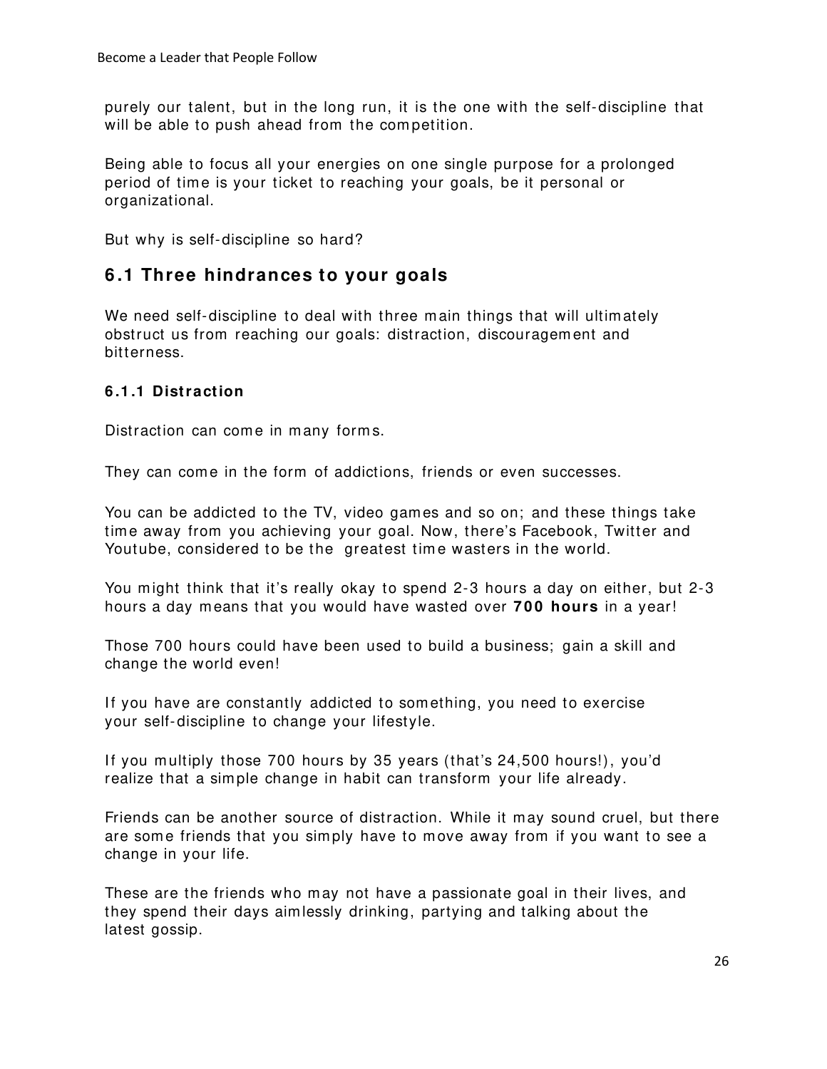purely our talent, but in the long run, it is the one with the self-discipline that will be able to push ahead from the competition.

Being able to focus all your energies on one single purpose for a prolonged period of time is your ticket to reaching your goals, be it personal or organizational.

But why is self-discipline so hard?

## 6.1 Three hindrances to your goals

We need self-discipline to deal with three main things that will ultimately obstruct us from reaching our goals: distraction, discouragement and bitterness.

### 6.1.1 Distraction

Distraction can come in many forms.

They can come in the form of addictions, friends or even successes.

You can be addicted to the TV, video games and so on; and these things take time away from you achieving your goal. Now, there's Facebook, Twitter and Youtube, considered to be the greatest time wasters in the world.

You might think that it's really okay to spend 2-3 hours a day on either, but 2-3 hours a day means that you would have wasted over **700 hours** in a year!

Those 700 hours could have been used to build a business; gain a skill and change the world even!

If you have are constantly addicted to something, you need to exercise your self-discipline to change your lifestyle.

If you multiply those 700 hours by 35 years (that's 24,500 hours!), you'd realize that a simple change in habit can transform your life already.

Friends can be another source of distraction. While it may sound cruel, but there are some friends that you simply have to move away from if you want to see a change in your life.

These are the friends who may not have a passionate goal in their lives, and they spend their days aimlessly drinking, partying and talking about the latest gossip.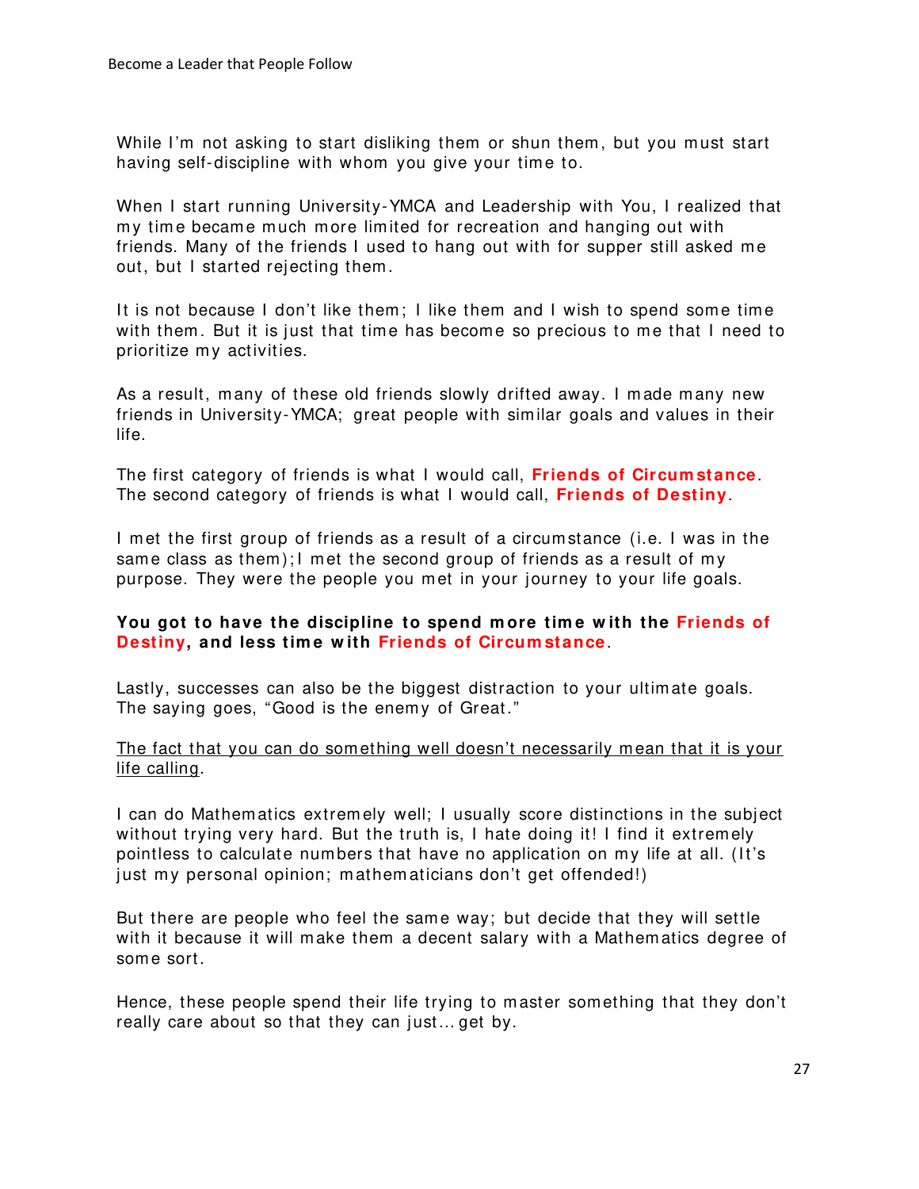While I'm not asking to start disliking them or shun them, but you must start having self-discipline with whom you give your time to.

When I start running University-YMCA and Leadership with You, I realized that my time became much more limited for recreation and hanging out with friends. Many of the friends I used to hang out with for supper still asked me out, but I started rejecting them.

It is not because I don't like them; I like them and I wish to spend some time with them. But it is just that time has become so precious to me that I need to prioritize my activities.

As a result, many of these old friends slowly drifted away. I made many new friends in University-YMCA; great people with similar goals and values in their life.

The first category of friends is what I would call, **Friends of Circumstance**. The second category of friends is what I would call, **Friends of Destiny**.

I met the first group of friends as a result of a circumstance (i.e. I was in the same class as them);I met the second group of friends as a result of my purpose. They were the people you met in your journey to your life goals.

**You got to have the discipline to spend more time with the Friends of Destiny, and less time with Friends of Circumstance**.

Lastly, successes can also be the biggest distraction to your ultimate goals. The saying goes, "Good is the enemy of Great."

The fact that you can do something well doesn't necessarily mean that it is your life calling.

I can do Mathematics extremely well; I usually score distinctions in the subject without trying very hard. But the truth is, I hate doing it! I find it extremely pointless to calculate numbers that have no application on my life at all. (It's just my personal opinion; mathematicians don't get offended!)

But there are people who feel the same way; but decide that they will settle with it because it will make them a decent salary with a Mathematics degree of some sort.

Hence, these people spend their life trying to master something that they don't really care about so that they can just… get by.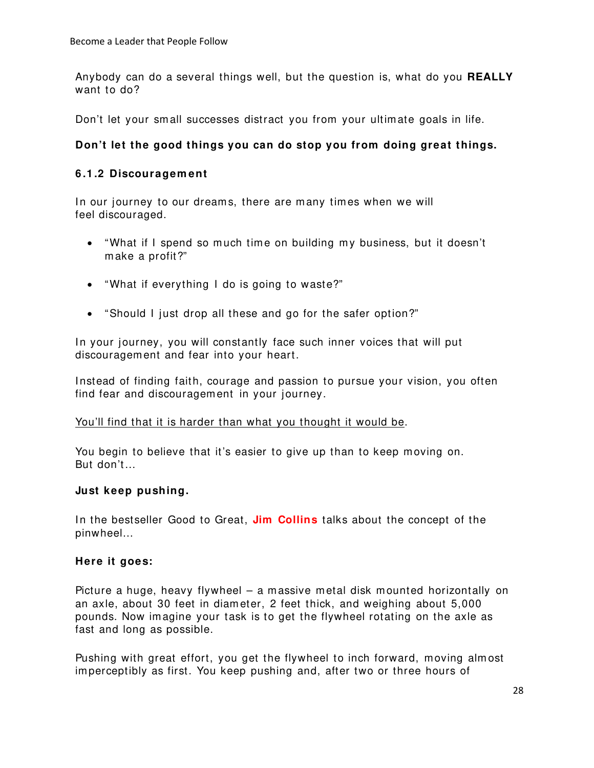Anybody can do a several things well, but the question is, what do you **REALLY** want to do?

Don't let your small successes distract you from your ultimate goals in life.

**Don't let the good things you can do stop you from doing great things.**

### 6.1.2 Discouragement

In our journey to our dreams, there are many times when we will feel discouraged.

- "What if I spend so much time on building my business, but it doesn't make a profit?"
- "What if everything I do is going to waste?"
- "Should I just drop all these and go for the safer option?"

In your journey, you will constantly face such inner voices that will put discouragement and fear into your heart.

Instead of finding faith, courage and passion to pursue your vision, you often find fear and discouragement in your journey.

<u>You'll find that it is harder than what you thought it would be</u>.

You begin to believe that it's easier to give up than to keep moving on. But don't…

**Just keep pushing.**

In the bestseller Good to Great, **Jim Collins** talks about the concept of the pinwheel…

**Here it goes:**

Picture a huge, heavy flywheel – a massive metal disk mounted horizontally on an axle, about 30 feet in diameter, 2 feet thick, and weighing about 5,000 pounds. Now imagine your task is to get the flywheel rotating on the axle as fast and long as possible.

Pushing with great effort, you get the flywheel to inch forward, moving almost imperceptibly as first. You keep pushing and, after two or three hours of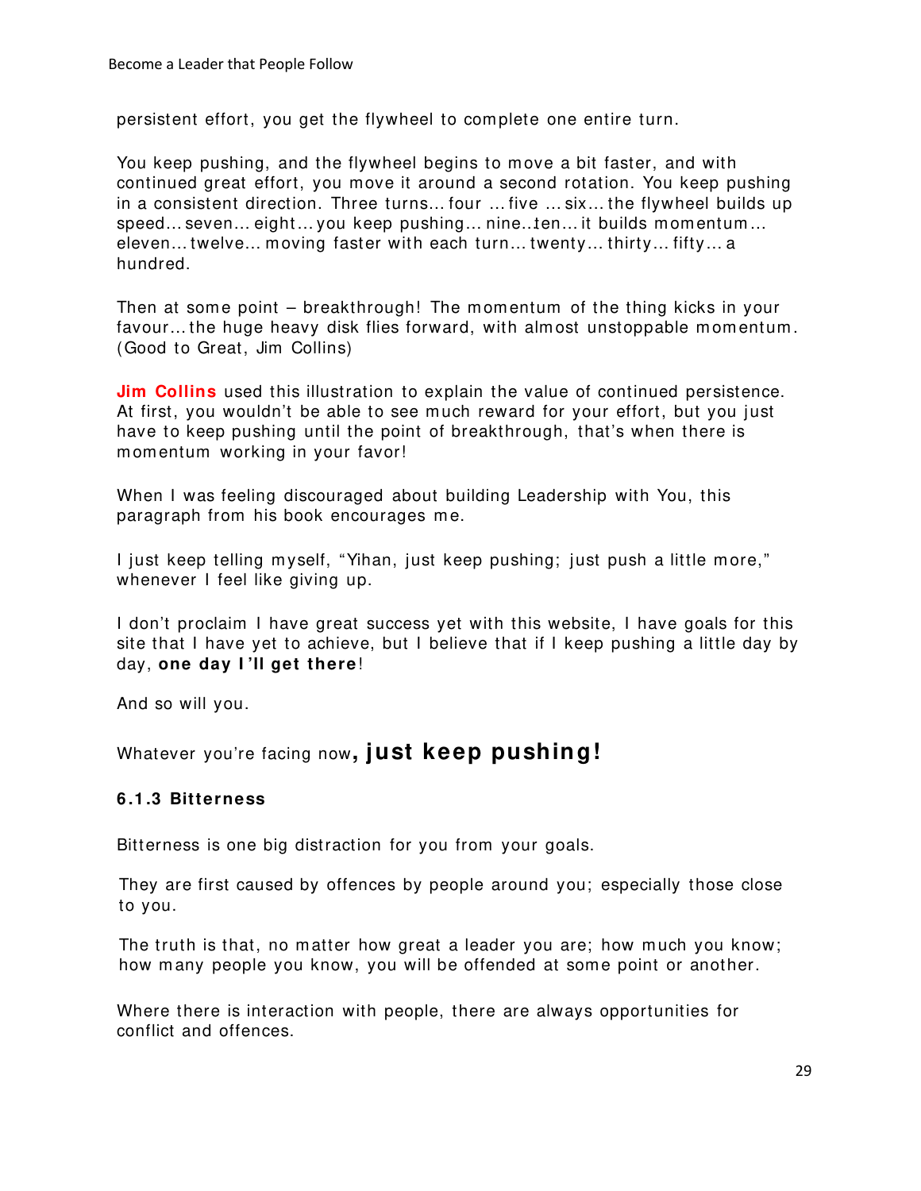persistent effort, you get the flywheel to complete one entire turn.

You keep pushing, and the flywheel begins to move a bit faster, and with continued great effort, you move it around a second rotation. You keep pushing in a consistent direction. Three turns… four … five … six… the flywheel builds up speed… seven… eight… you keep pushing… nine…ten… it builds momentum… eleven… twelve… moving faster with each turn… twenty… thirty… fifty… a hundred.

Then at some point – breakthrough! The momentum of the thing kicks in your favour… the huge heavy disk flies forward, with almost unstoppable momentum. (Good to Great, Jim Collins)

**Jim Collins** used this illustration to explain the value of continued persistence. At first, you wouldn't be able to see much reward for your effort, but you just have to keep pushing until the point of breakthrough, that's when there is momentum working in your favor!

When I was feeling discouraged about building Leadership with You, this paragraph from his book encourages me.

I just keep telling myself, "Yihan, just keep pushing; just push a little more," whenever I feel like giving up.

I don't proclaim I have great success yet with this website, I have goals for this site that I have yet to achieve, but I believe that if I keep pushing a little day by day, **one day I'll get there**!

And so will you.

Whatever you're facing now**, just keep pushing!**

### 6.1.3 Bitterness

Bitterness is one big distraction for you from your goals.

They are first caused by offences by people around you; especially those close to you.

The truth is that, no matter how great a leader you are; how much you know; how many people you know, you will be offended at some point or another.

Where there is interaction with people, there are always opportunities for conflict and offences.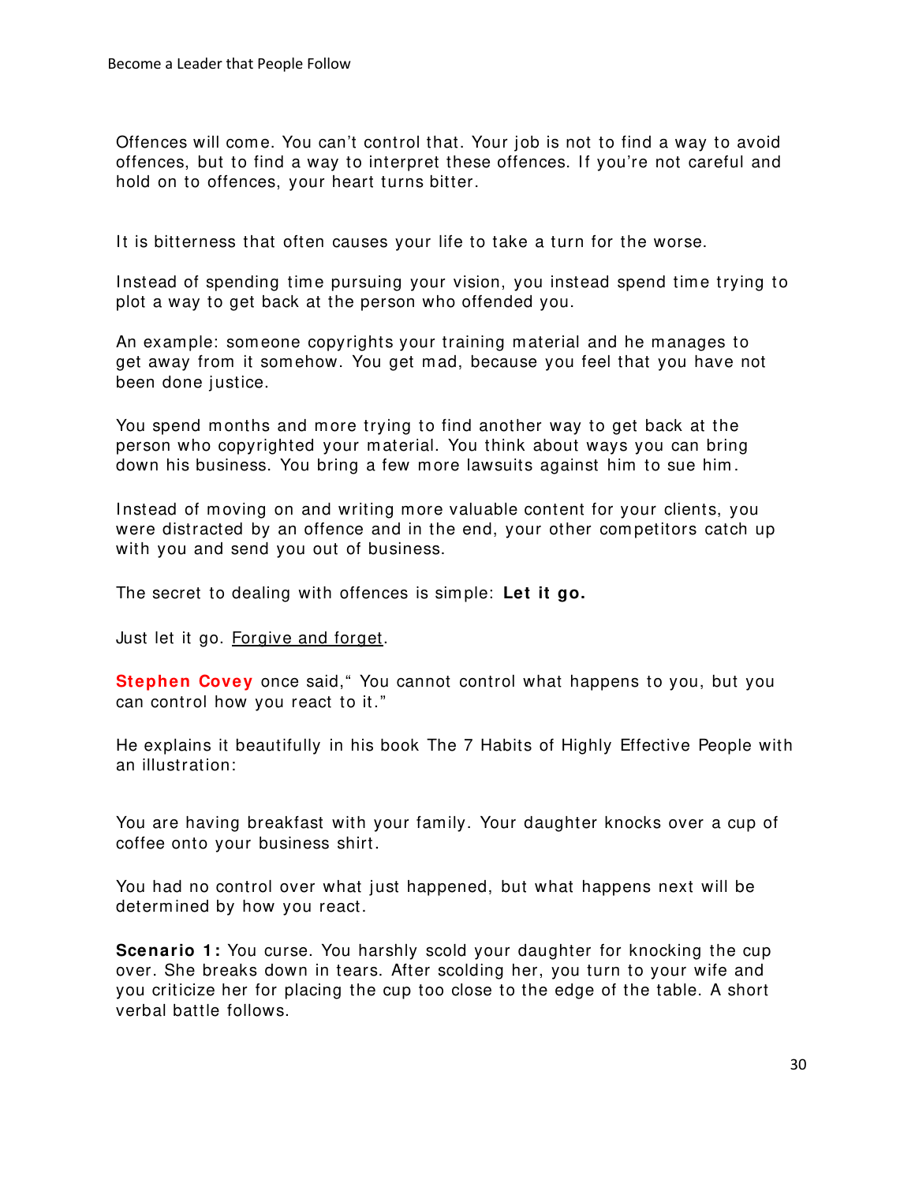Offences will come. You can't control that. Your job is not to find a way to avoid offences, but to find a way to interpret these offences. If you're not careful and hold on to offences, your heart turns bitter.

It is bitterness that often causes your life to take a turn for the worse.

Instead of spending time pursuing your vision, you instead spend time trying to plot a way to get back at the person who offended you.

An example: someone copyrights your training material and he manages to get away from it somehow. You get mad, because you feel that you have not been done justice.

You spend months and more trying to find another way to get back at the person who copyrighted your material. You think about ways you can bring down his business. You bring a few more lawsuits against him to sue him.

Instead of moving on and writing more valuable content for your clients, you were distracted by an offence and in the end, your other competitors catch up with you and send you out of business.

The secret to dealing with offences is simple: **Let it go.**

Just let it go. <u>Forgive and forget</u>.

**Stephen Covey** once said," You cannot control what happens to you, but you can control how you react to it."

He explains it beautifully in his book The 7 Habits of Highly Effective People with an illustration:

You are having breakfast with your family. Your daughter knocks over a cup of coffee onto your business shirt.

You had no control over what just happened, but what happens next will be determined by how you react.

**Scenario 1:** You curse. You harshly scold your daughter for knocking the cup over. She breaks down in tears. After scolding her, you turn to your wife and you criticize her for placing the cup too close to the edge of the table. A short verbal battle follows.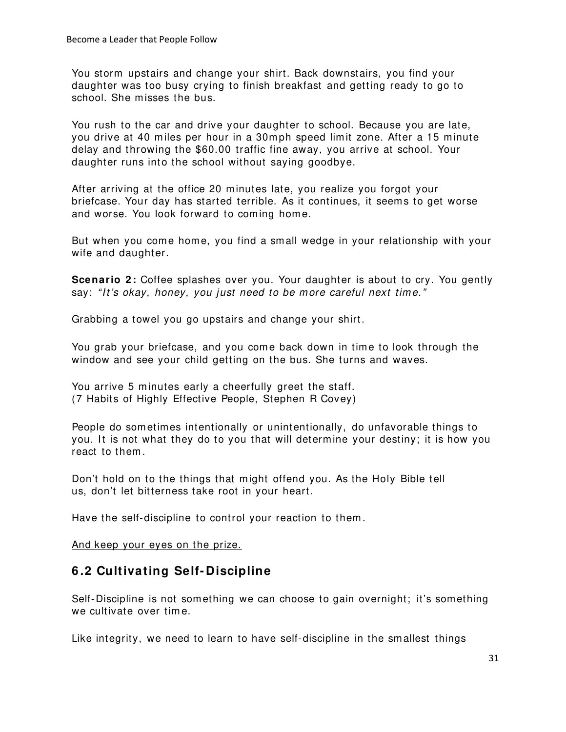You storm upstairs and change your shirt. Back downstairs, you find your daughter was too busy crying to finish breakfast and getting ready to go to school. She misses the bus.

You rush to the car and drive your daughter to school. Because you are late, you drive at 40 miles per hour in a 30mph speed limit zone. After a 15 minute delay and throwing the $60.00 traffic fine away, you arrive at school. Your daughter runs into the school without saying goodbye.

After arriving at the office 20 minutes late, you realize you forgot your briefcase. Your day has started terrible. As it continues, it seems to get worse and worse. You look forward to coming home.

But when you come home, you find a small wedge in your relationship with your wife and daughter.

**Scenario 2:** Coffee splashes over you. Your daughter is about to cry. You gently say: *"It's okay, honey, you just need to be more careful next time."*

Grabbing a towel you go upstairs and change your shirt.

You grab your briefcase, and you come back down in time to look through the window and see your child getting on the bus. She turns and waves.

You arrive 5 minutes early a cheerfully greet the staff.
(7 Habits of Highly Effective People, Stephen R Covey)

People do sometimes intentionally or unintentionally, do unfavorable things to you. It is not what they do to you that will determine your destiny; it is how you react to them.

Don't hold on to the things that might offend you. As the Holy Bible tell us, don't let bitterness take root in your heart.

Have the self-discipline to control your reaction to them.

<u>And keep your eyes on the prize.</u>

## 6.2 Cultivating Self-Discipline

Self-Discipline is not something we can choose to gain overnight; it's something we cultivate over time.

Like integrity, we need to learn to have self-discipline in the smallest things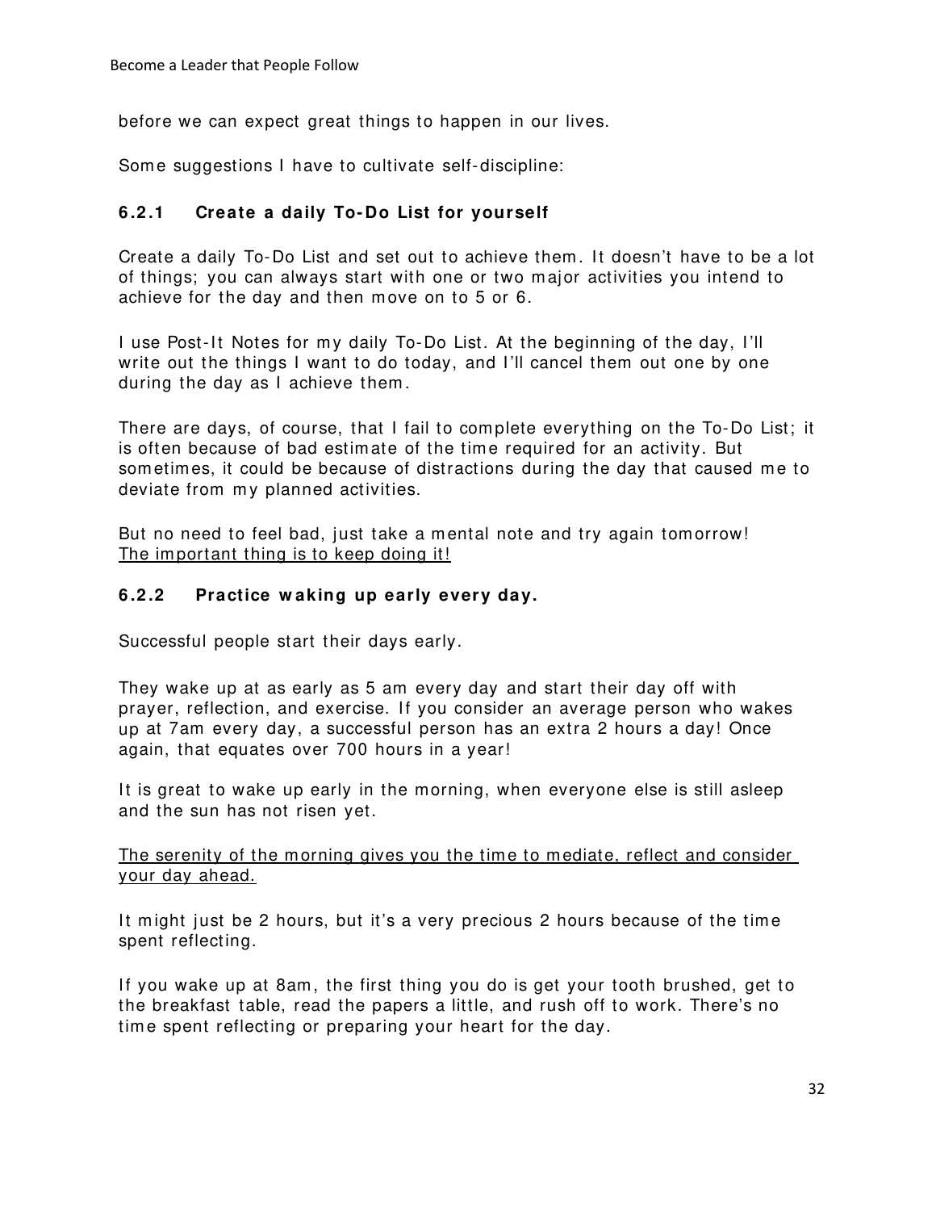before we can expect great things to happen in our lives.

Some suggestions I have to cultivate self-discipline:

### 6.2.1 Create a daily To-Do List for yourself

Create a daily To-Do List and set out to achieve them. It doesn't have to be a lot of things; you can always start with one or two major activities you intend to achieve for the day and then move on to 5 or 6.

I use Post-It Notes for my daily To-Do List. At the beginning of the day, I'll write out the things I want to do today, and I'll cancel them out one by one during the day as I achieve them.

There are days, of course, that I fail to complete everything on the To-Do List; it is often because of bad estimate of the time required for an activity. But sometimes, it could be because of distractions during the day that caused me to deviate from my planned activities.

But no need to feel bad, just take a mental note and try again tomorrow!
<u>The important thing is to keep doing it!</u>

### 6.2.2 Practice waking up early every day.

Successful people start their days early.

They wake up at as early as 5 am every day and start their day off with prayer, reflection, and exercise. If you consider an average person who wakes up at 7am every day, a successful person has an extra 2 hours a day! Once again, that equates over 700 hours in a year!

It is great to wake up early in the morning, when everyone else is still asleep and the sun has not risen yet.

<u>The serenity of the morning gives you the time to mediate, reflect and consider your day ahead.</u>

It might just be 2 hours, but it's a very precious 2 hours because of the time spent reflecting.

If you wake up at 8am, the first thing you do is get your tooth brushed, get to the breakfast table, read the papers a little, and rush off to work. There's no time spent reflecting or preparing your heart for the day.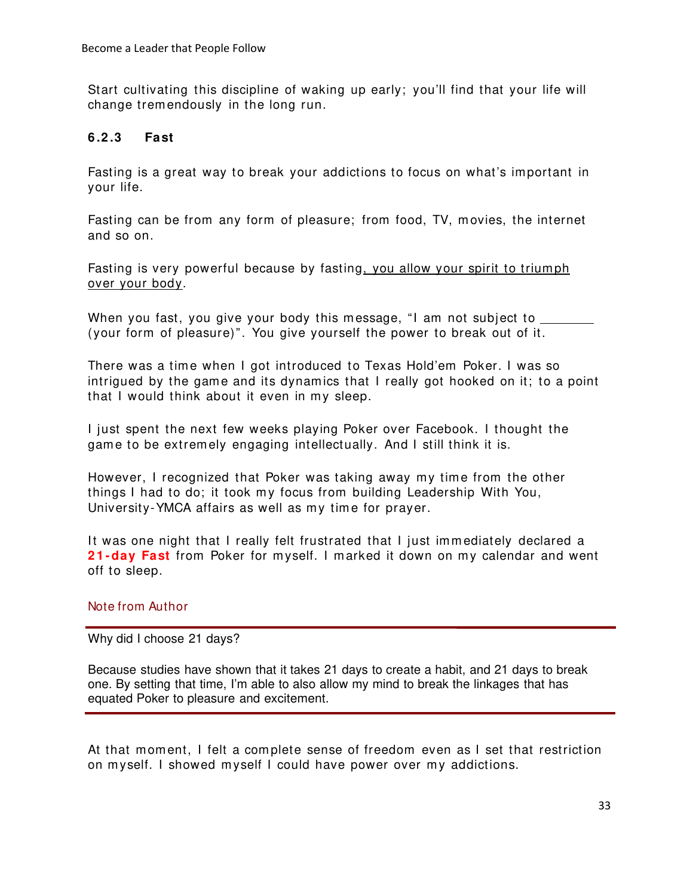Start cultivating this discipline of waking up early; you'll find that your life will change tremendously in the long run.

### 6.2.3 Fast

Fasting is a great way to break your addictions to focus on what's important in your life.

Fasting can be from any form of pleasure; from food, TV, movies, the internet and so on.

Fasting is very powerful because by fasting, <u>you allow your spirit to triumph over your body</u>.

When you fast, you give your body this message, "I am not subject to ________ (your form of pleasure)". You give yourself the power to break out of it.

There was a time when I got introduced to Texas Hold'em Poker. I was so intrigued by the game and its dynamics that I really got hooked on it; to a point that I would think about it even in my sleep.

I just spent the next few weeks playing Poker over Facebook. I thought the game to be extremely engaging intellectually. And I still think it is.

However, I recognized that Poker was taking away my time from the other things I had to do; it took my focus from building Leadership With You, University-YMCA affairs as well as my time for prayer.

It was one night that I really felt frustrated that I just immediately declared a **21-day Fast** from Poker for myself. I marked it down on my calendar and went off to sleep.

Note from Author

---

Why did I choose 21 days?

Because studies have shown that it takes 21 days to create a habit, and 21 days to break one. By setting that time, I'm able to also allow my mind to break the linkages that has equated Poker to pleasure and excitement.

---

At that moment, I felt a complete sense of freedom even as I set that restriction on myself. I showed myself I could have power over my addictions.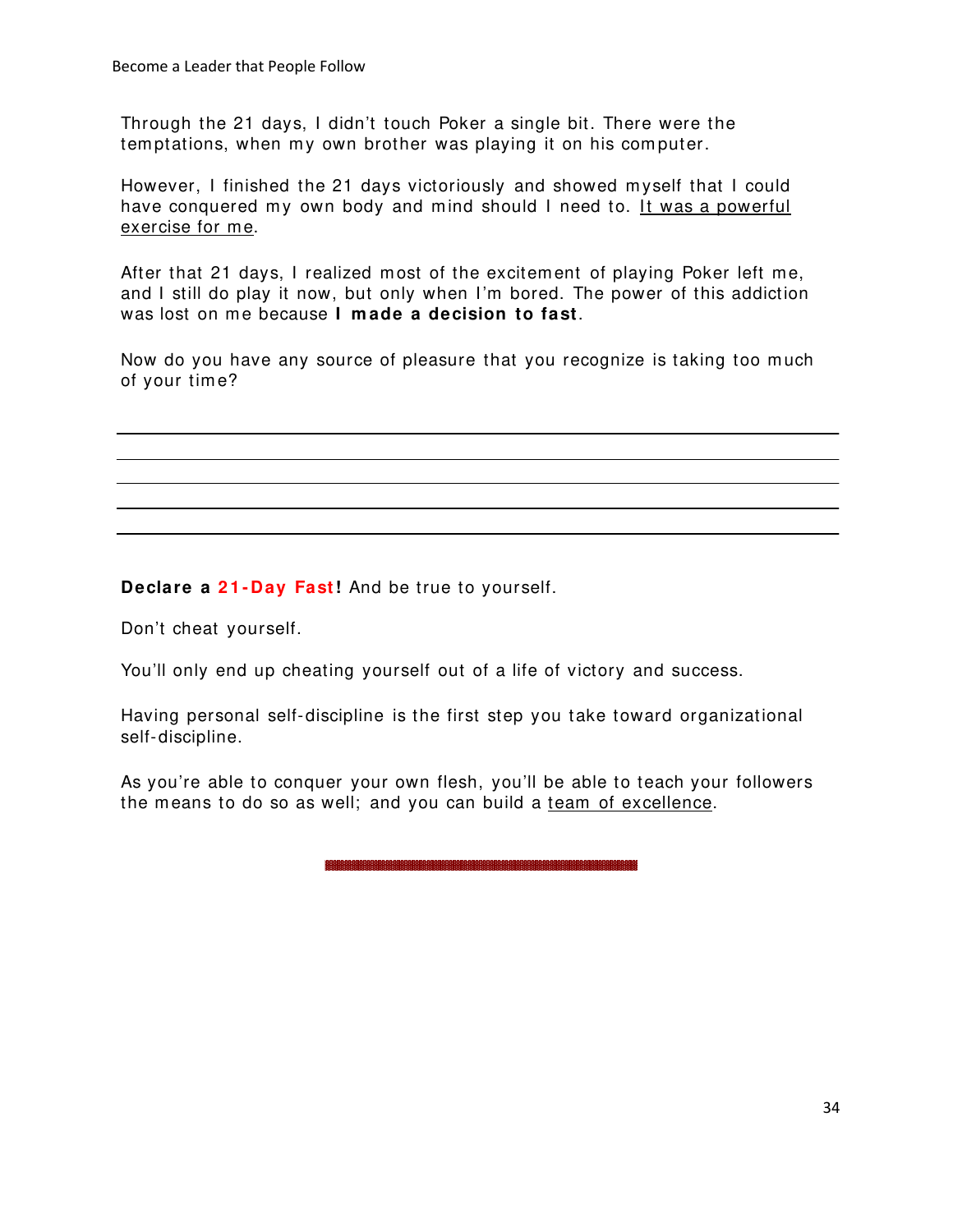Through the 21 days, I didn't touch Poker a single bit. There were the temptations, when my own brother was playing it on his computer.

However, I finished the 21 days victoriously and showed myself that I could have conquered my own body and mind should I need to. It was a powerful exercise for me.

After that 21 days, I realized most of the excitement of playing Poker left me, and I still do play it now, but only when I'm bored. The power of this addiction was lost on me because **I made a decision to fast**.

Now do you have any source of pleasure that you recognize is taking too much of your time?

---

---

---

---

---

**Declare a 21-Day Fast!** And be true to yourself.

Don't cheat yourself.

You'll only end up cheating yourself out of a life of victory and success.

Having personal self-discipline is the first step you take toward organizational self-discipline.

As you're able to conquer your own flesh, you'll be able to teach your followers the means to do so as well; and you can build a team of excellence.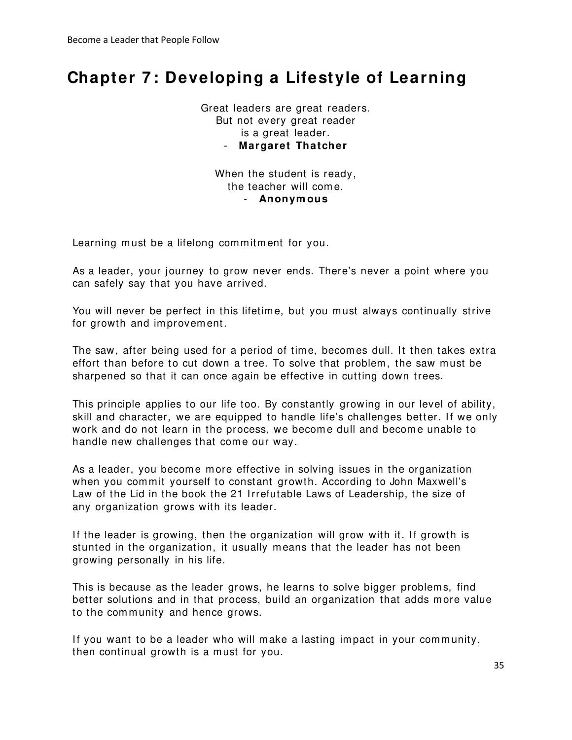# Chapter 7: Developing a Lifestyle of Learning

Great leaders are great readers.
But not every great reader
is a great leader.
- **Margaret Thatcher**

When the student is ready,
the teacher will come.
- **Anonymous**

Learning must be a lifelong commitment for you.

As a leader, your journey to grow never ends. There's never a point where you can safely say that you have arrived.

You will never be perfect in this lifetime, but you must always continually strive for growth and improvement.

The saw, after being used for a period of time, becomes dull. It then takes extra effort than before to cut down a tree. To solve that problem, the saw must be sharpened so that it can once again be effective in cutting down trees.

This principle applies to our life too. By constantly growing in our level of ability, skill and character, we are equipped to handle life's challenges better. If we only work and do not learn in the process, we become dull and become unable to handle new challenges that come our way.

As a leader, you become more effective in solving issues in the organization when you commit yourself to constant growth. According to John Maxwell's Law of the Lid in the book the 21 Irrefutable Laws of Leadership, the size of any organization grows with its leader.

If the leader is growing, then the organization will grow with it. If growth is stunted in the organization, it usually means that the leader has not been growing personally in his life.

This is because as the leader grows, he learns to solve bigger problems, find better solutions and in that process, build an organization that adds more value to the community and hence grows.

If you want to be a leader who will make a lasting impact in your community, then continual growth is a must for you.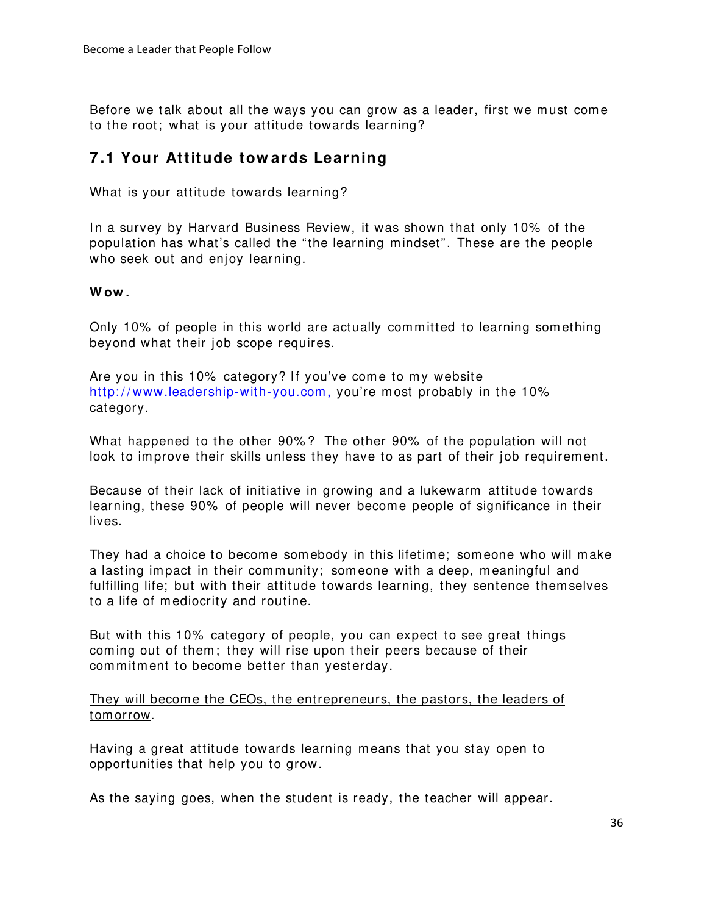Before we talk about all the ways you can grow as a leader, first we must come to the root; what is your attitude towards learning?

## 7.1 Your Attitude towards Learning

What is your attitude towards learning?

In a survey by Harvard Business Review, it was shown that only 10% of the population has what's called the "the learning mindset". These are the people who seek out and enjoy learning.

**Wow.**

Only 10% of people in this world are actually committed to learning something beyond what their job scope requires.

Are you in this 10% category? If you've come to my website [http://www.leadership-with-you.com,](http://www.leadership-with-you.com) you're most probably in the 10% category.

What happened to the other 90%? The other 90% of the population will not look to improve their skills unless they have to as part of their job requirement.

Because of their lack of initiative in growing and a lukewarm attitude towards learning, these 90% of people will never become people of significance in their lives.

They had a choice to become somebody in this lifetime; someone who will make a lasting impact in their community; someone with a deep, meaningful and fulfilling life; but with their attitude towards learning, they sentence themselves to a life of mediocrity and routine.

But with this 10% category of people, you can expect to see great things coming out of them; they will rise upon their peers because of their commitment to become better than yesterday.

<u>They will become the CEOs, the entrepreneurs, the pastors, the leaders of tomorrow</u>.

Having a great attitude towards learning means that you stay open to opportunities that help you to grow.

As the saying goes, when the student is ready, the teacher will appear.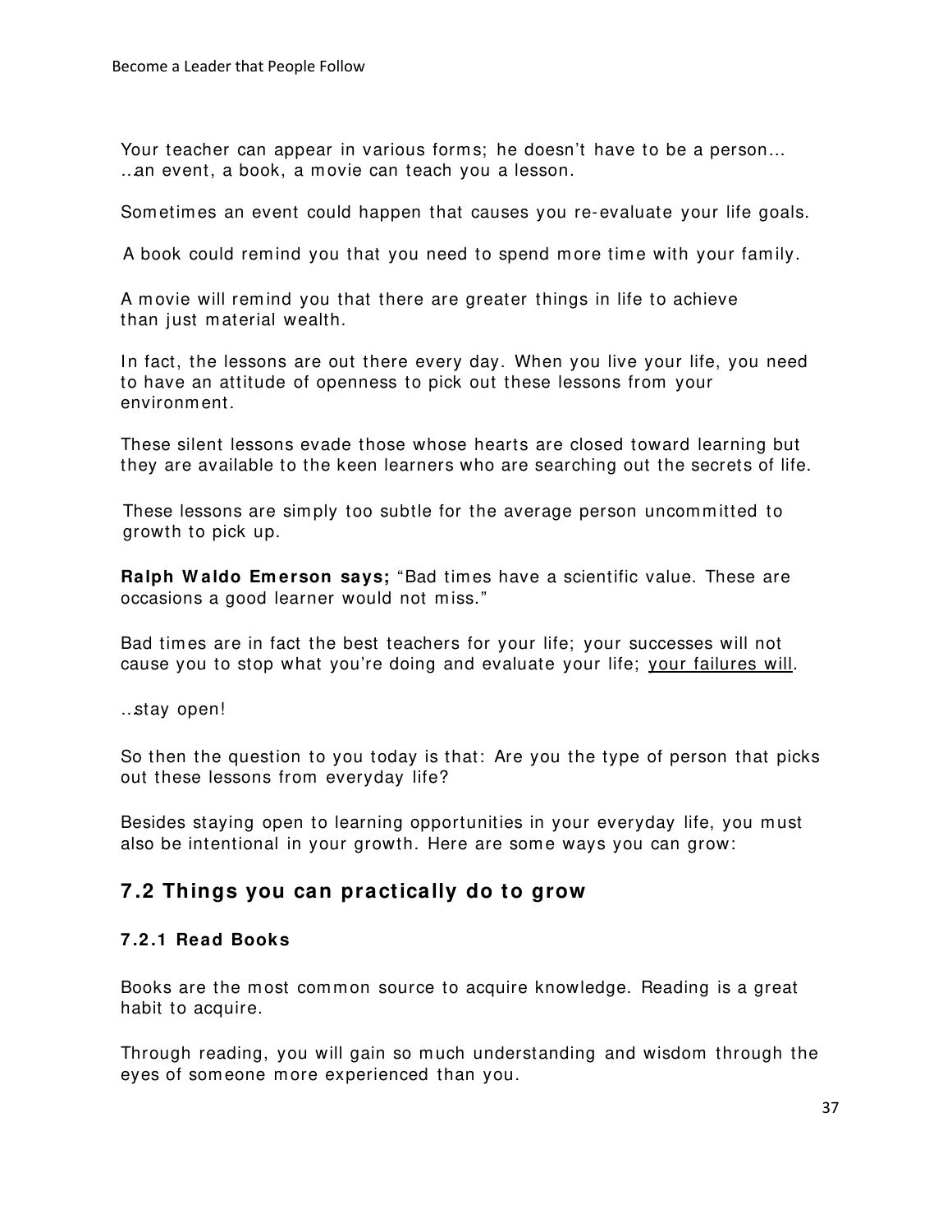Your teacher can appear in various forms; he doesn't have to be a person… ..an event, a book, a movie can teach you a lesson.

Sometimes an event could happen that causes you re-evaluate your life goals.

A book could remind you that you need to spend more time with your family.

A movie will remind you that there are greater things in life to achieve than just material wealth.

In fact, the lessons are out there every day. When you live your life, you need to have an attitude of openness to pick out these lessons from your environment.

These silent lessons evade those whose hearts are closed toward learning but they are available to the keen learners who are searching out the secrets of life.

These lessons are simply too subtle for the average person uncommitted to growth to pick up.

**Ralph Waldo Emerson says;** "Bad times have a scientific value. These are occasions a good learner would not miss."

Bad times are in fact the best teachers for your life; your successes will not cause you to stop what you're doing and evaluate your life; <u>your failures will</u>.

..stay open!

So then the question to you today is that: Are you the type of person that picks out these lessons from everyday life?

Besides staying open to learning opportunities in your everyday life, you must also be intentional in your growth. Here are some ways you can grow:

## 7.2 Things you can practically do to grow

### 7.2.1 Read Books

Books are the most common source to acquire knowledge. Reading is a great habit to acquire.

Through reading, you will gain so much understanding and wisdom through the eyes of someone more experienced than you.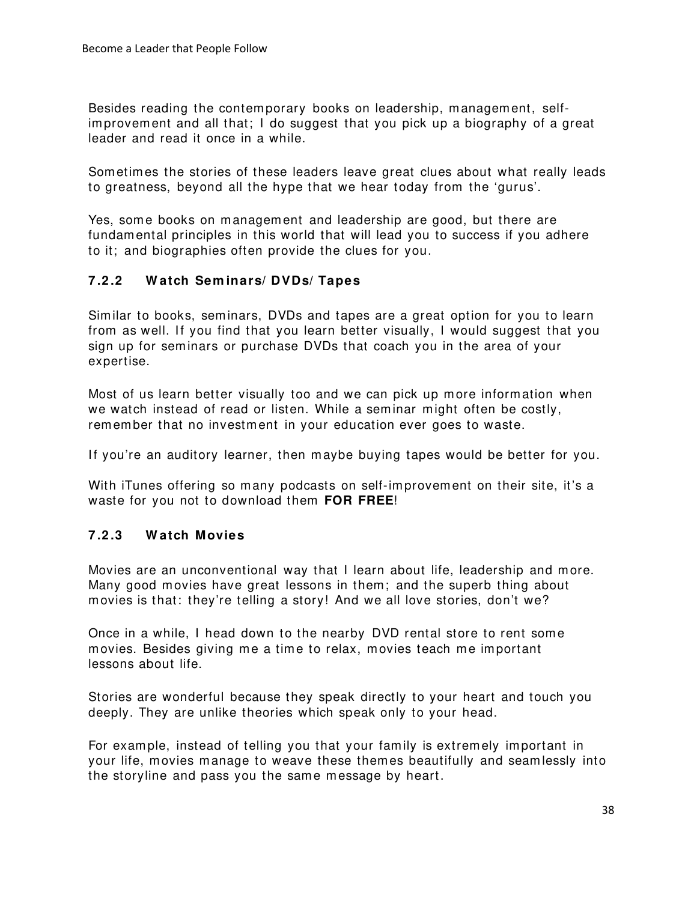Besides reading the contemporary books on leadership, management, self-improvement and all that; I do suggest that you pick up a biography of a great leader and read it once in a while.

Sometimes the stories of these leaders leave great clues about what really leads to greatness, beyond all the hype that we hear today from the 'gurus'.

Yes, some books on management and leadership are good, but there are fundamental principles in this world that will lead you to success if you adhere to it; and biographies often provide the clues for you.

### 7.2.2 Watch Seminars/DVDs/Tapes

Similar to books, seminars, DVDs and tapes are a great option for you to learn from as well. If you find that you learn better visually, I would suggest that you sign up for seminars or purchase DVDs that coach you in the area of your expertise.

Most of us learn better visually too and we can pick up more information when we watch instead of read or listen. While a seminar might often be costly, remember that no investment in your education ever goes to waste.

If you're an auditory learner, then maybe buying tapes would be better for you.

With iTunes offering so many podcasts on self-improvement on their site, it's a waste for you not to download them **FOR FREE**!

### 7.2.3 Watch Movies

Movies are an unconventional way that I learn about life, leadership and more. Many good movies have great lessons in them; and the superb thing about movies is that: they're telling a story! And we all love stories, don't we?

Once in a while, I head down to the nearby DVD rental store to rent some movies. Besides giving me a time to relax, movies teach me important lessons about life.

Stories are wonderful because they speak directly to your heart and touch you deeply. They are unlike theories which speak only to your head.

For example, instead of telling you that your family is extremely important in your life, movies manage to weave these themes beautifully and seamlessly into the storyline and pass you the same message by heart.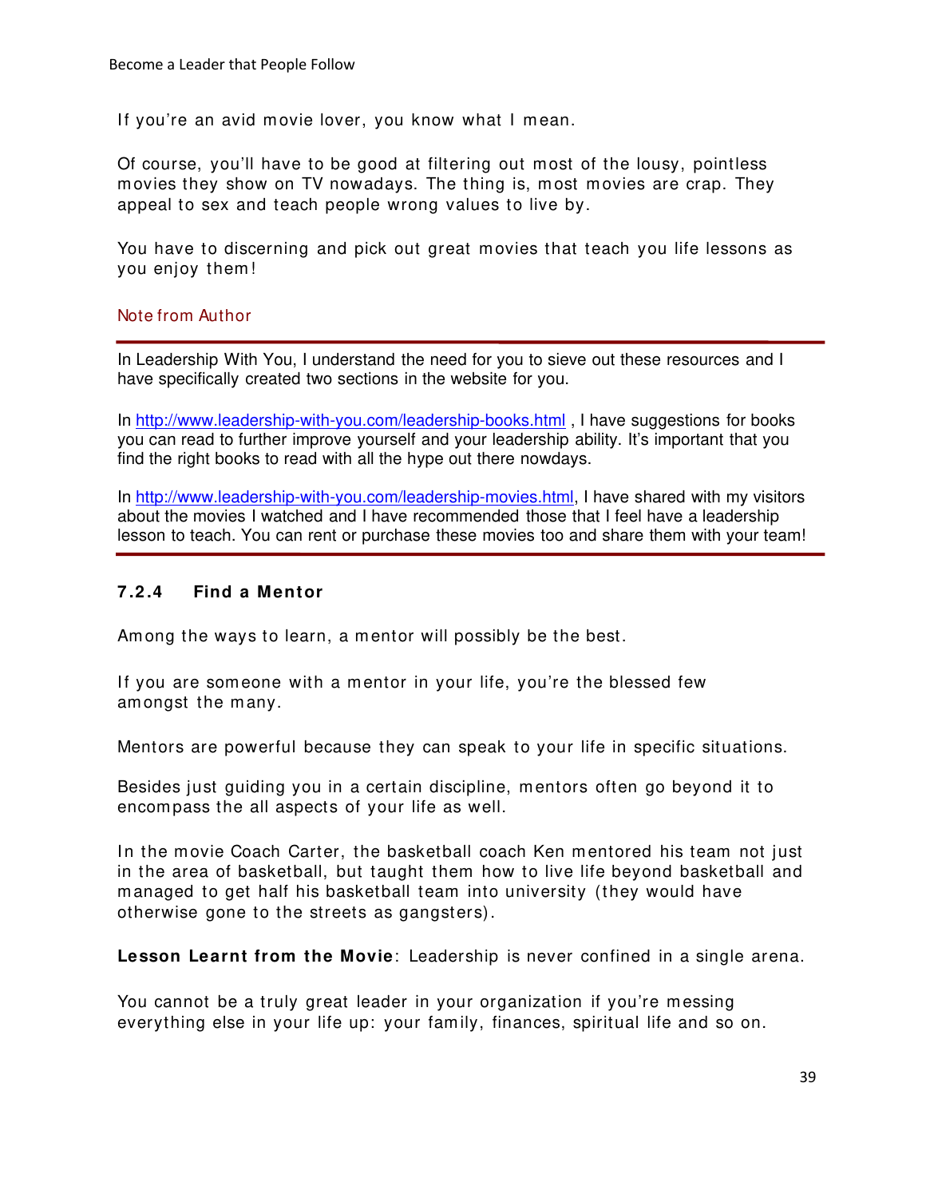If you're an avid movie lover, you know what I mean.

Of course, you'll have to be good at filtering out most of the lousy, pointless movies they show on TV nowadays. The thing is, most movies are crap. They appeal to sex and teach people wrong values to live by.

You have to discerning and pick out great movies that teach you life lessons as you enjoy them!

Note from Author

---

In Leadership With You, I understand the need for you to sieve out these resources and I have specifically created two sections in the website for you.

In http://www.leadership-with-you.com/leadership-books.html , I have suggestions for books you can read to further improve yourself and your leadership ability. It's important that you find the right books to read with all the hype out there nowdays.

In http://www.leadership-with-you.com/leadership-movies.html, I have shared with my visitors about the movies I watched and I have recommended those that I feel have a leadership lesson to teach. You can rent or purchase these movies too and share them with your team!

---

### 7.2.4 Find a Mentor

Among the ways to learn, a mentor will possibly be the best.

If you are someone with a mentor in your life, you're the blessed few amongst the many.

Mentors are powerful because they can speak to your life in specific situations.

Besides just guiding you in a certain discipline, mentors often go beyond it to encompass the all aspects of your life as well.

In the movie Coach Carter, the basketball coach Ken mentored his team not just in the area of basketball, but taught them how to live life beyond basketball and managed to get half his basketball team into university (they would have otherwise gone to the streets as gangsters).

**Lesson Learnt from the Movie**: Leadership is never confined in a single arena.

You cannot be a truly great leader in your organization if you're messing everything else in your life up: your family, finances, spiritual life and so on.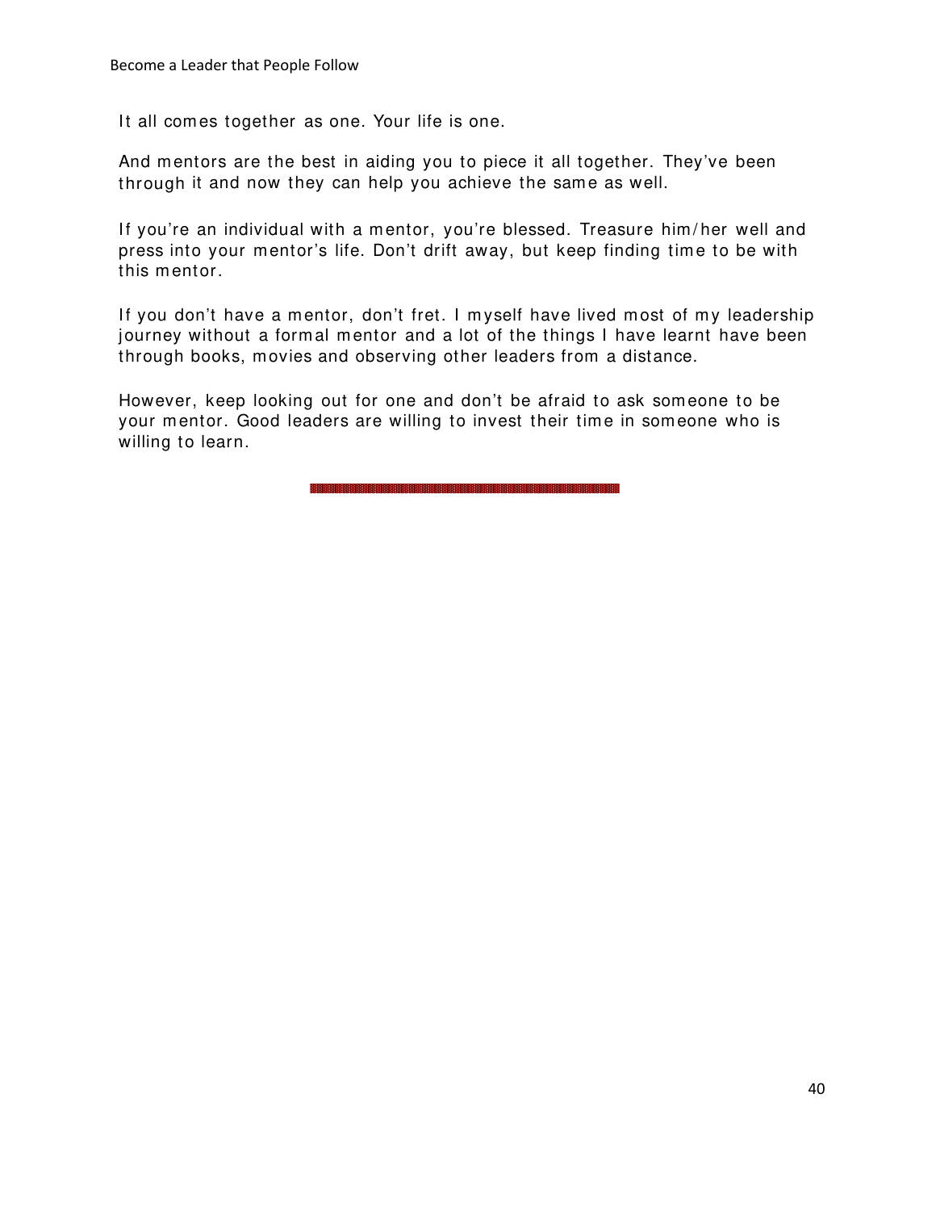It all comes together as one. Your life is one.

And mentors are the best in aiding you to piece it all together. They've been through it and now they can help you achieve the same as well.

If you're an individual with a mentor, you're blessed. Treasure him/her well and press into your mentor's life. Don't drift away, but keep finding time to be with this mentor.

If you don't have a mentor, don't fret. I myself have lived most of my leadership journey without a formal mentor and a lot of the things I have learnt have been through books, movies and observing other leaders from a distance.

However, keep looking out for one and don't be afraid to ask someone to be your mentor. Good leaders are willing to invest their time in someone who is willing to learn.

---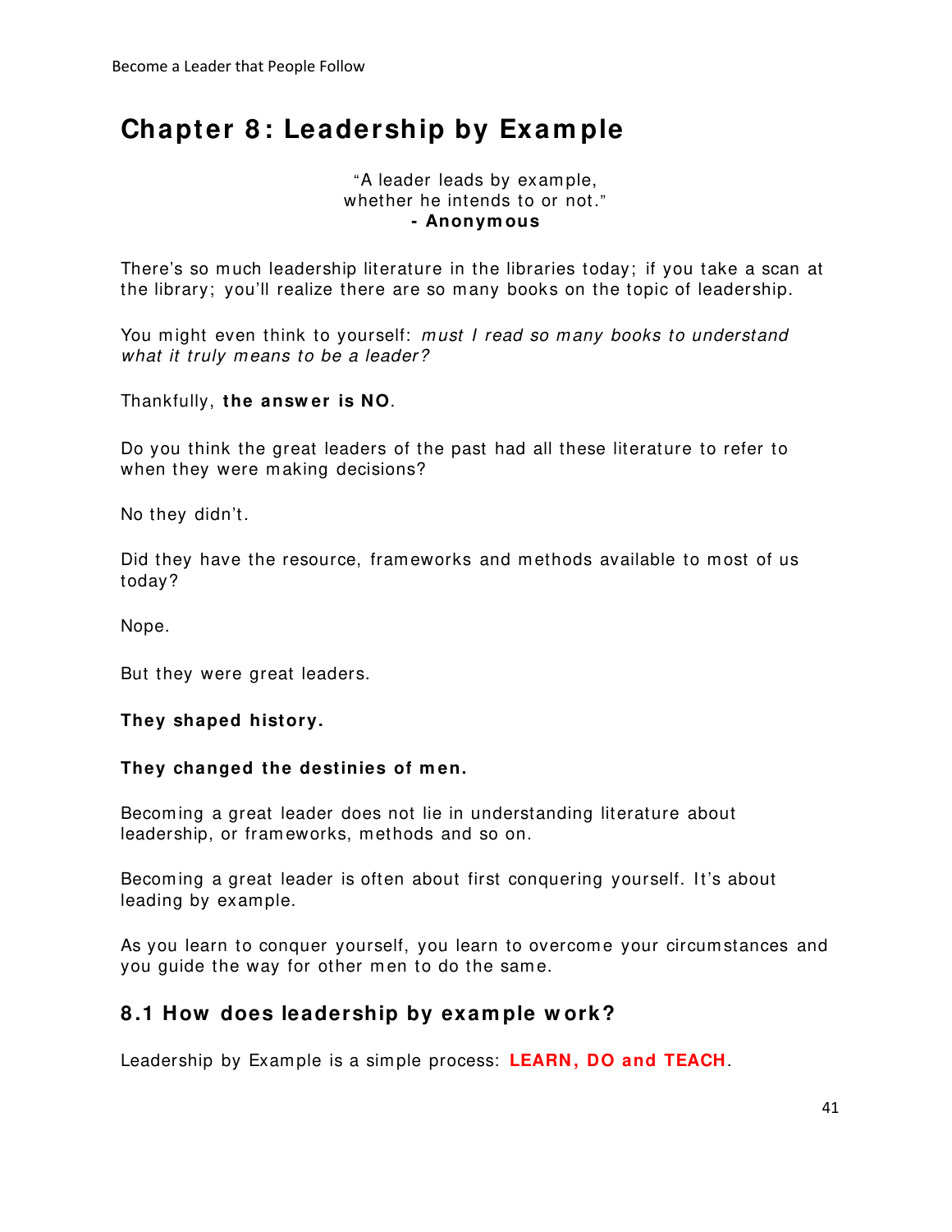# Chapter 8: Leadership by Example

"A leader leads by example,
whether he intends to or not."
**- Anonymous**

There's so much leadership literature in the libraries today; if you take a scan at the library; you'll realize there are so many books on the topic of leadership.

You might even think to yourself: *must I read so many books to understand what it truly means to be a leader?*

Thankfully, **the answer is NO**.

Do you think the great leaders of the past had all these literature to refer to when they were making decisions?

No they didn't.

Did they have the resource, frameworks and methods available to most of us today?

Nope.

But they were great leaders.

**They shaped history.**

**They changed the destinies of men.**

Becoming a great leader does not lie in understanding literature about leadership, or frameworks, methods and so on.

Becoming a great leader is often about first conquering yourself. It's about leading by example.

As you learn to conquer yourself, you learn to overcome your circumstances and you guide the way for other men to do the same.

## 8.1 How does leadership by example work?

Leadership by Example is a simple process: **LEARN, DO and TEACH**.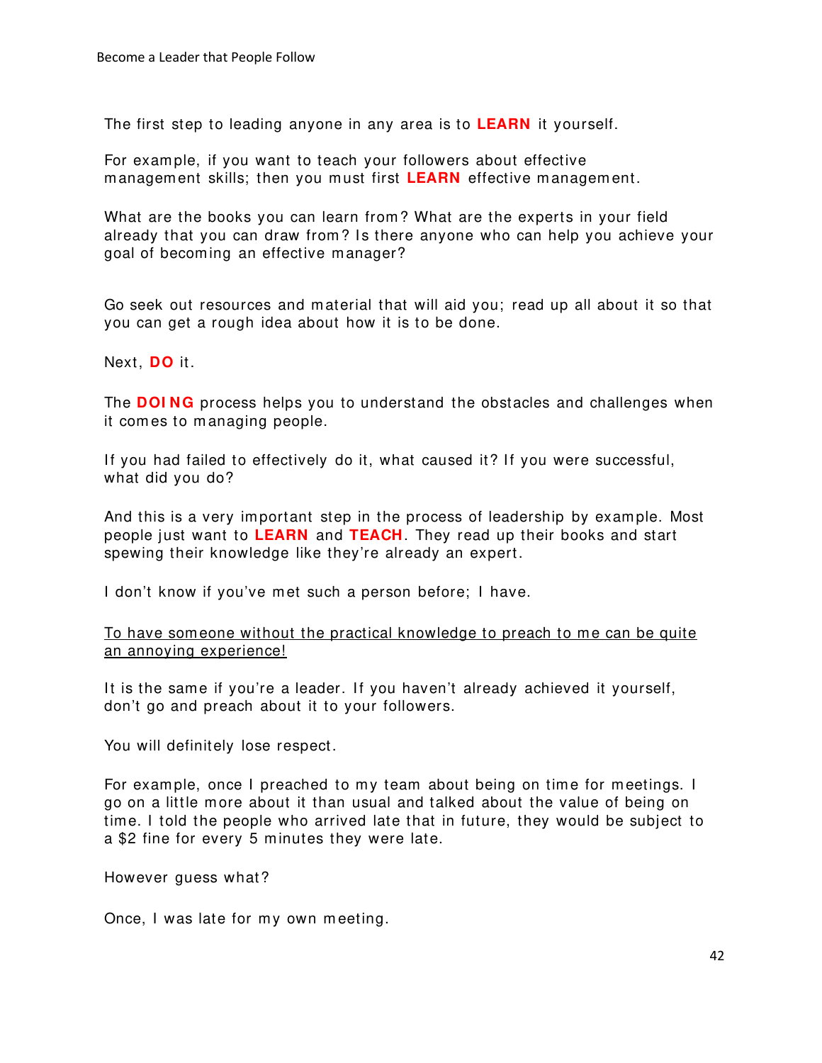The first step to leading anyone in any area is to **LEARN** it yourself.

For example, if you want to teach your followers about effective management skills; then you must first **LEARN** effective management.

What are the books you can learn from? What are the experts in your field already that you can draw from? Is there anyone who can help you achieve your goal of becoming an effective manager?

Go seek out resources and material that will aid you; read up all about it so that you can get a rough idea about how it is to be done.

Next, **DO** it.

The **DOING** process helps you to understand the obstacles and challenges when it comes to managing people.

If you had failed to effectively do it, what caused it? If you were successful, what did you do?

And this is a very important step in the process of leadership by example. Most people just want to **LEARN** and **TEACH**. They read up their books and start spewing their knowledge like they're already an expert.

I don't know if you've met such a person before; I have.

<u>To have someone without the practical knowledge to preach to me can be quite an annoying experience!</u>

It is the same if you're a leader. If you haven't already achieved it yourself, don't go and preach about it to your followers.

You will definitely lose respect.

For example, once I preached to my team about being on time for meetings. I go on a little more about it than usual and talked about the value of being on time. I told the people who arrived late that in future, they would be subject to a $2 fine for every 5 minutes they were late.

However guess what?

Once, I was late for my own meeting.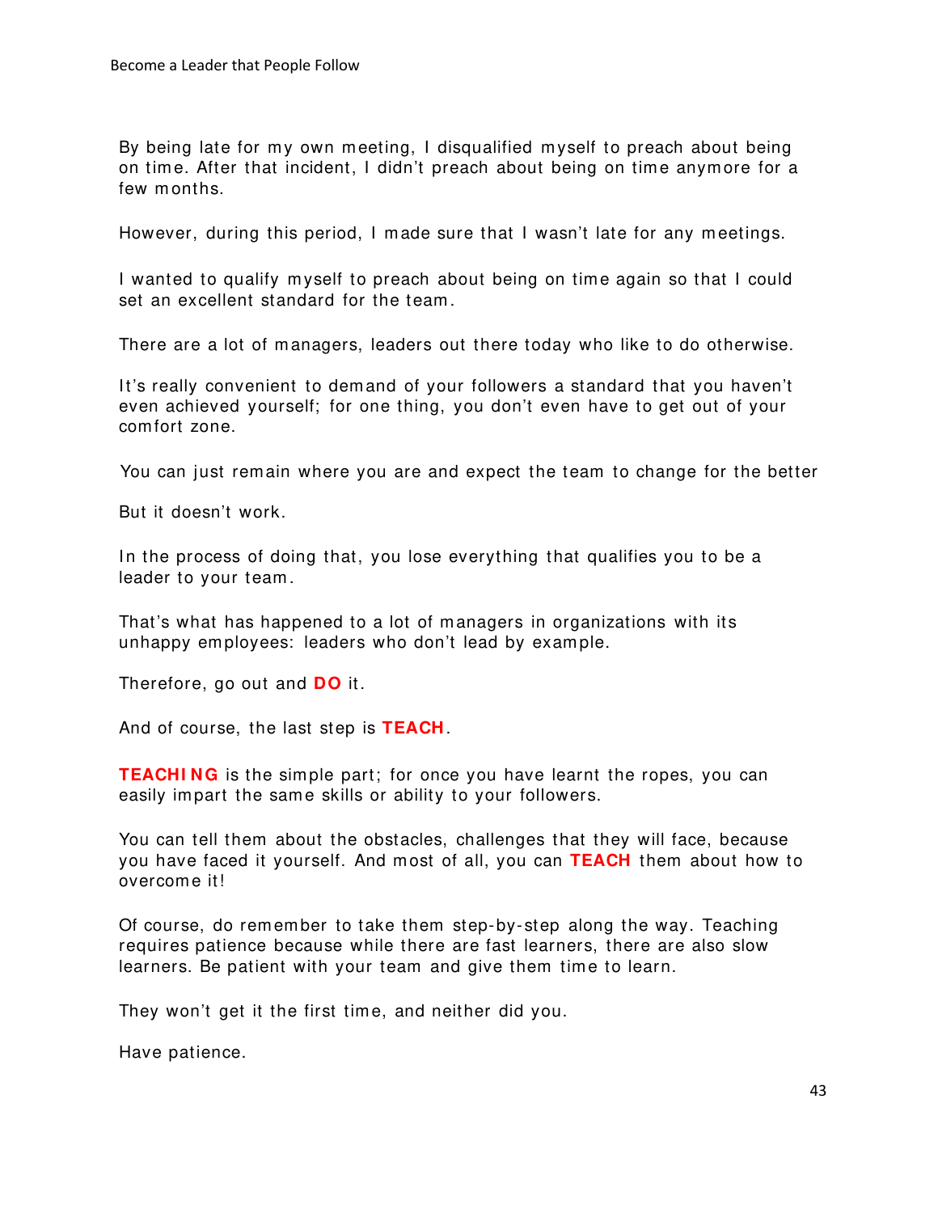By being late for my own meeting, I disqualified myself to preach about being on time. After that incident, I didn't preach about being on time anymore for a few months.

However, during this period, I made sure that I wasn't late for any meetings.

I wanted to qualify myself to preach about being on time again so that I could set an excellent standard for the team.

There are a lot of managers, leaders out there today who like to do otherwise.

It's really convenient to demand of your followers a standard that you haven't even achieved yourself; for one thing, you don't even have to get out of your comfort zone.

You can just remain where you are and expect the team to change for the better

But it doesn't work.

In the process of doing that, you lose everything that qualifies you to be a leader to your team.

That's what has happened to a lot of managers in organizations with its unhappy employees: leaders who don't lead by example.

Therefore, go out and **DO** it.

And of course, the last step is **TEACH**.

**TEACHING** is the simple part; for once you have learnt the ropes, you can easily impart the same skills or ability to your followers.

You can tell them about the obstacles, challenges that they will face, because you have faced it yourself. And most of all, you can **TEACH** them about how to overcome it!

Of course, do remember to take them step-by-step along the way. Teaching requires patience because while there are fast learners, there are also slow learners. Be patient with your team and give them time to learn.

They won't get it the first time, and neither did you.

Have patience.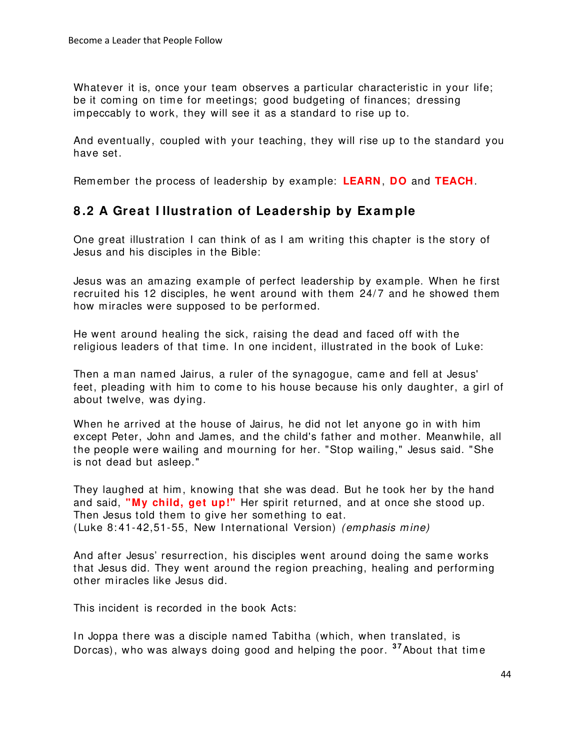Whatever it is, once your team observes a particular characteristic in your life; be it coming on time for meetings; good budgeting of finances; dressing impeccably to work, they will see it as a standard to rise up to.

And eventually, coupled with your teaching, they will rise up to the standard you have set.

Remember the process of leadership by example: **LEARN**, **DO** and **TEACH**.

## 8.2 A Great Illustration of Leadership by Example

One great illustration I can think of as I am writing this chapter is the story of Jesus and his disciples in the Bible:

Jesus was an amazing example of perfect leadership by example. When he first recruited his 12 disciples, he went around with them 24/7 and he showed them how miracles were supposed to be performed.

He went around healing the sick, raising the dead and faced off with the religious leaders of that time. In one incident, illustrated in the book of Luke:

Then a man named Jairus, a ruler of the synagogue, came and fell at Jesus' feet, pleading with him to come to his house because his only daughter, a girl of about twelve, was dying.

When he arrived at the house of Jairus, he did not let anyone go in with him except Peter, John and James, and the child's father and mother. Meanwhile, all the people were wailing and mourning for her. "Stop wailing," Jesus said. "She is not dead but asleep."

They laughed at him, knowing that she was dead. But he took her by the hand and said, **"My child, get up!"** Her spirit returned, and at once she stood up. Then Jesus told them to give her something to eat.
(Luke 8:41-42,51-55, New International Version) *(emphasis mine)*

And after Jesus' resurrection, his disciples went around doing the same works that Jesus did. They went around the region preaching, healing and performing other miracles like Jesus did.

This incident is recorded in the book Acts:

In Joppa there was a disciple named Tabitha (which, when translated, is Dorcas), who was always doing good and helping the poor. [37]About that time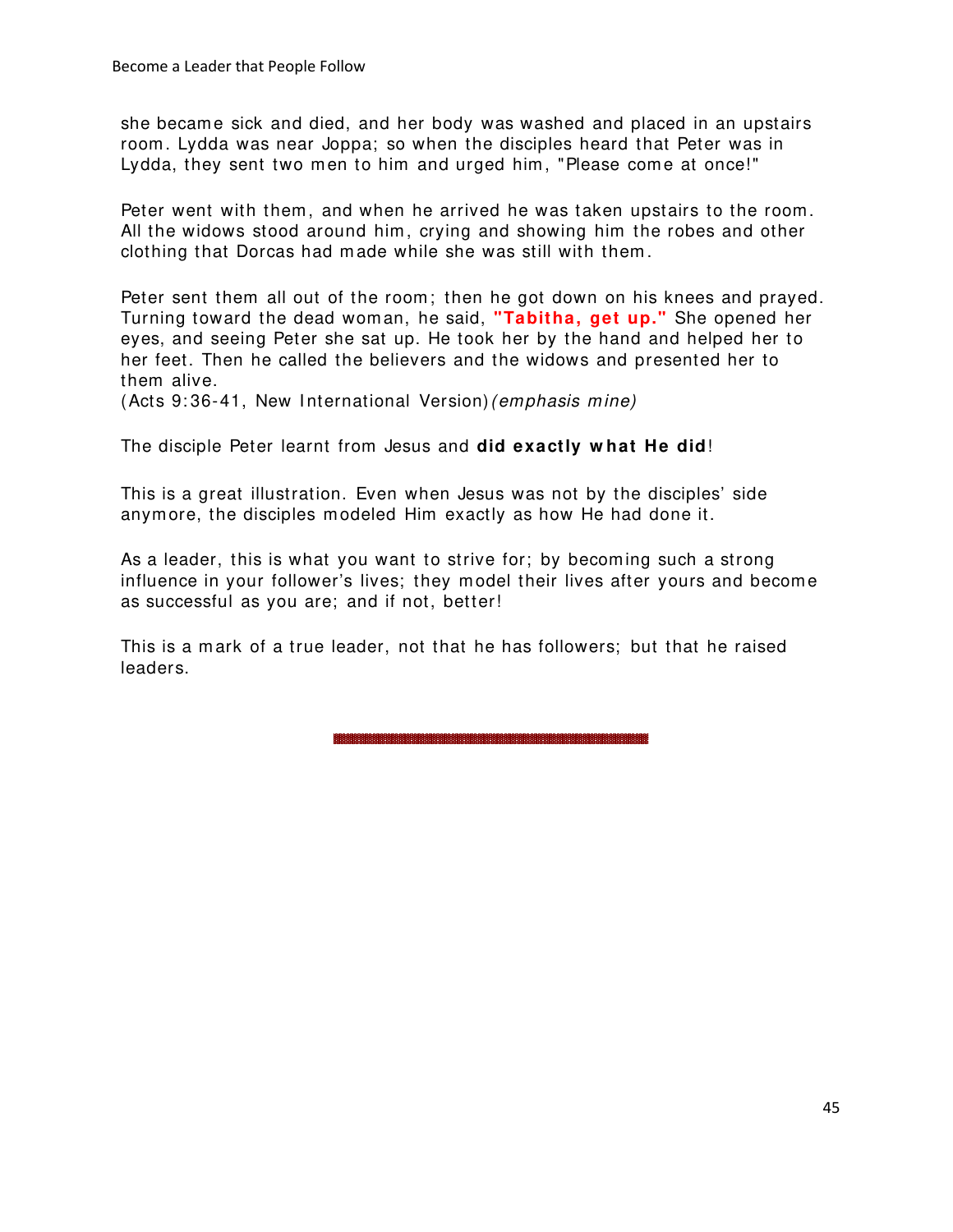she became sick and died, and her body was washed and placed in an upstairs room. Lydda was near Joppa; so when the disciples heard that Peter was in Lydda, they sent two men to him and urged him, "Please come at once!"

Peter went with them, and when he arrived he was taken upstairs to the room. All the widows stood around him, crying and showing him the robes and other clothing that Dorcas had made while she was still with them.

Peter sent them all out of the room; then he got down on his knees and prayed. Turning toward the dead woman, he said, **"Tabitha, get up."** She opened her eyes, and seeing Peter she sat up. He took her by the hand and helped her to her feet. Then he called the believers and the widows and presented her to them alive.
(Acts 9:36-41, New International Version) *(emphasis mine)*

The disciple Peter learnt from Jesus and **did exactly what He did**!

This is a great illustration. Even when Jesus was not by the disciples' side anymore, the disciples modeled Him exactly as how He had done it.

As a leader, this is what you want to strive for; by becoming such a strong influence in your follower's lives; they model their lives after yours and become as successful as you are; and if not, better!

This is a mark of a true leader, not that he has followers; but that he raised leaders.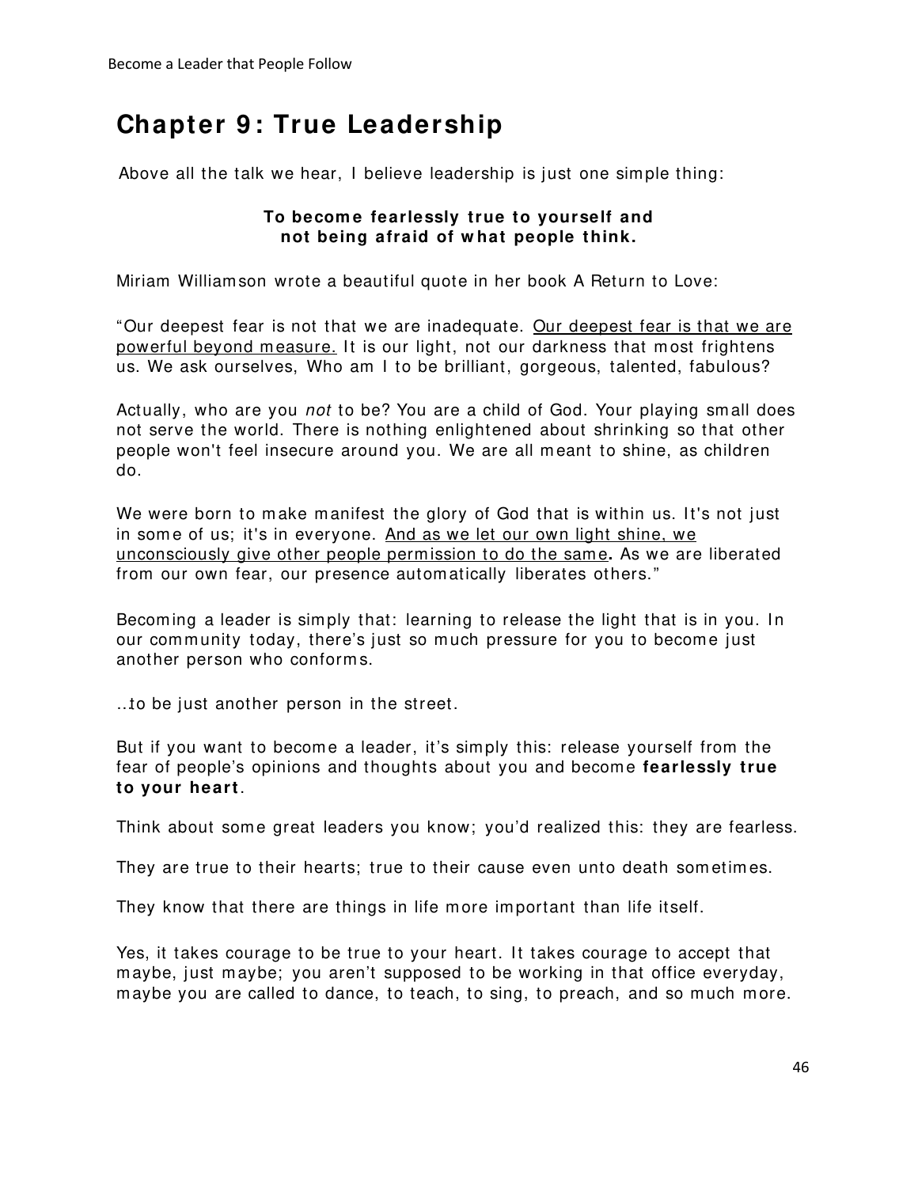# Chapter 9: True Leadership

Above all the talk we hear, I believe leadership is just one simple thing:

**To become fearlessly true to yourself and not being afraid of what people think.**

Miriam Williamson wrote a beautiful quote in her book A Return to Love:

"Our deepest fear is not that we are inadequate. <u>Our deepest fear is that we are powerful beyond measure.</u> It is our light, not our darkness that most frightens us. We ask ourselves, Who am I to be brilliant, gorgeous, talented, fabulous?

Actually, who are you *not* to be? You are a child of God. Your playing small does not serve the world. There is nothing enlightened about shrinking so that other people won't feel insecure around you. We are all meant to shine, as children do.

We were born to make manifest the glory of God that is within us. It's not just in some of us; it's in everyone. <u>And as we let our own light shine, we unconsciously give other people permission to do the same</u>**.** As we are liberated from our own fear, our presence automatically liberates others."

Becoming a leader is simply that: learning to release the light that is in you. In our community today, there's just so much pressure for you to become just another person who conforms.

…to be just another person in the street.

But if you want to become a leader, it's simply this: release yourself from the fear of people's opinions and thoughts about you and become **fearlessly true to your heart**.

Think about some great leaders you know; you'd realized this: they are fearless.

They are true to their hearts; true to their cause even unto death sometimes.

They know that there are things in life more important than life itself.

Yes, it takes courage to be true to your heart. It takes courage to accept that maybe, just maybe; you aren't supposed to be working in that office everyday, maybe you are called to dance, to teach, to sing, to preach, and so much more.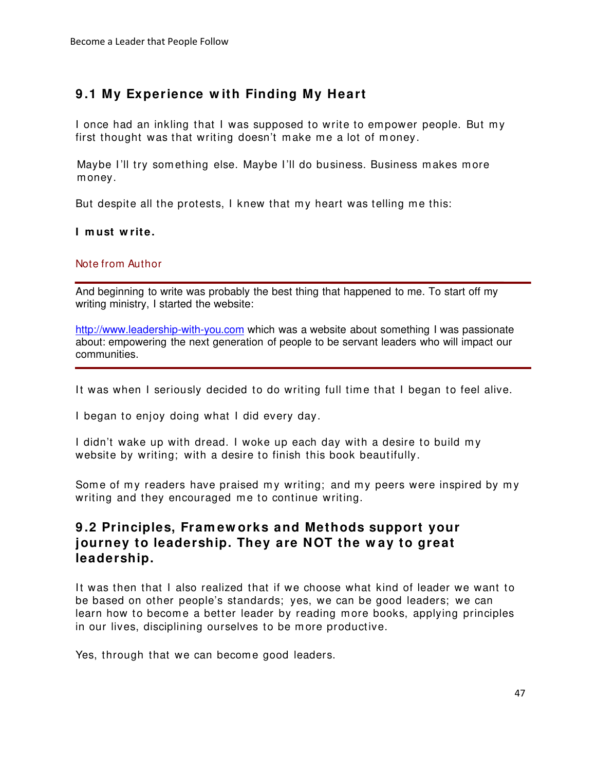## 9.1 My Experience with Finding My Heart

I once had an inkling that I was supposed to write to empower people. But my first thought was that writing doesn't make me a lot of money.

Maybe I'll try something else. Maybe I'll do business. Business makes more money.

But despite all the protests, I knew that my heart was telling me this:

**I must write.**

Note from Author

---

And beginning to write was probably the best thing that happened to me. To start off my writing ministry, I started the website:

http://www.leadership-with-you.com which was a website about something I was passionate about: empowering the next generation of people to be servant leaders who will impact our communities.

---

It was when I seriously decided to do writing full time that I began to feel alive.

I began to enjoy doing what I did every day.

I didn't wake up with dread. I woke up each day with a desire to build my website by writing; with a desire to finish this book beautifully.

Some of my readers have praised my writing; and my peers were inspired by my writing and they encouraged me to continue writing.

## 9.2 Principles, Frameworks and Methods support your journey to leadership. They are NOT the way to great leadership.

It was then that I also realized that if we choose what kind of leader we want to be based on other people's standards; yes, we can be good leaders; we can learn how to become a better leader by reading more books, applying principles in our lives, disciplining ourselves to be more productive.

Yes, through that we can become good leaders.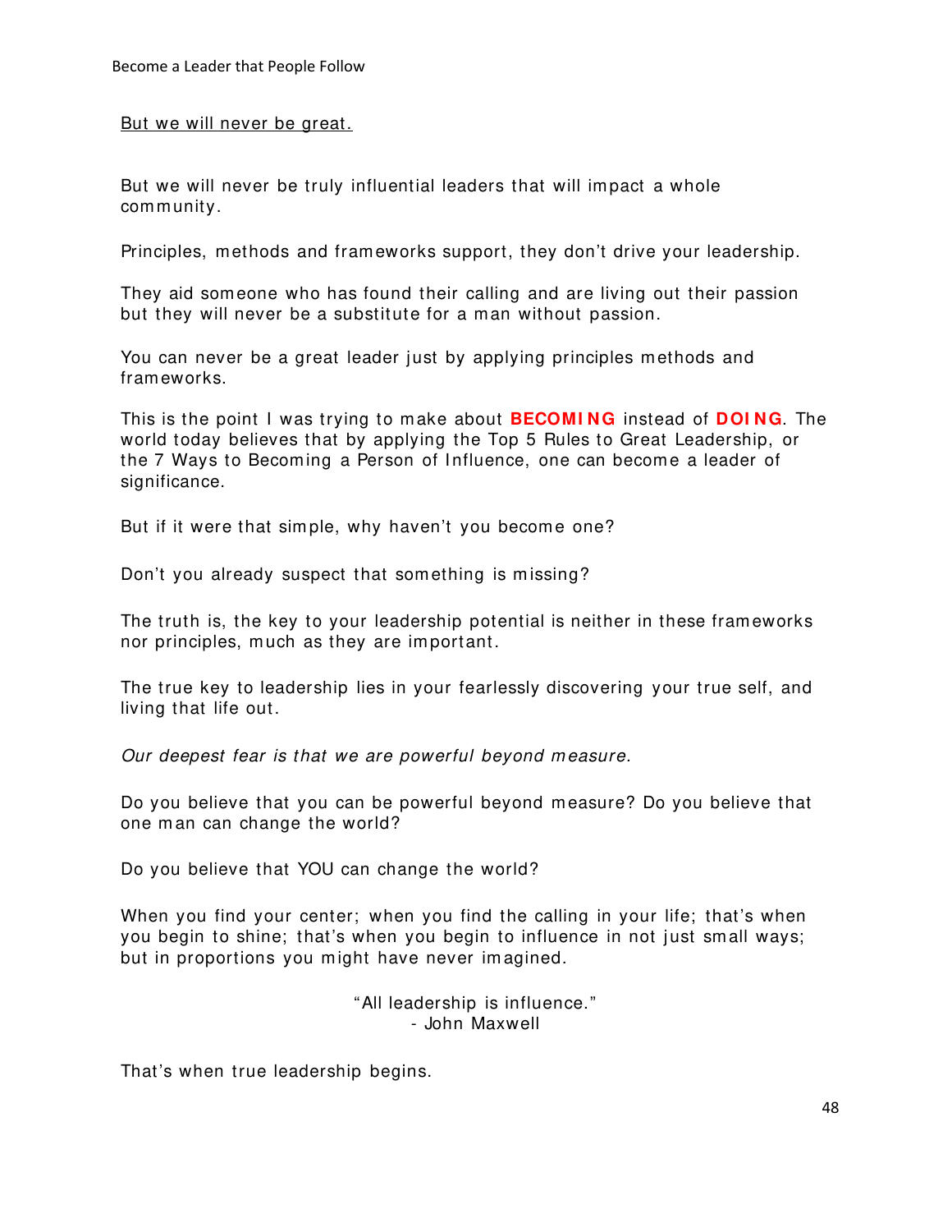But we will never be great.

But we will never be truly influential leaders that will impact a whole community.

Principles, methods and frameworks support, they don't drive your leadership.

They aid someone who has found their calling and are living out their passion but they will never be a substitute for a man without passion.

You can never be a great leader just by applying principles methods and frameworks.

This is the point I was trying to make about **BECOMING** instead of **DOING**. The world today believes that by applying the Top 5 Rules to Great Leadership, or the 7 Ways to Becoming a Person of Influence, one can become a leader of significance.

But if it were that simple, why haven't you become one?

Don't you already suspect that something is missing?

The truth is, the key to your leadership potential is neither in these frameworks nor principles, much as they are important.

The true key to leadership lies in your fearlessly discovering your true self, and living that life out.

*Our deepest fear is that we are powerful beyond measure.*

Do you believe that you can be powerful beyond measure? Do you believe that one man can change the world?

Do you believe that YOU can change the world?

When you find your center; when you find the calling in your life; that's when you begin to shine; that's when you begin to influence in not just small ways; but in proportions you might have never imagined.

"All leadership is influence."
- John Maxwell

That's when true leadership begins.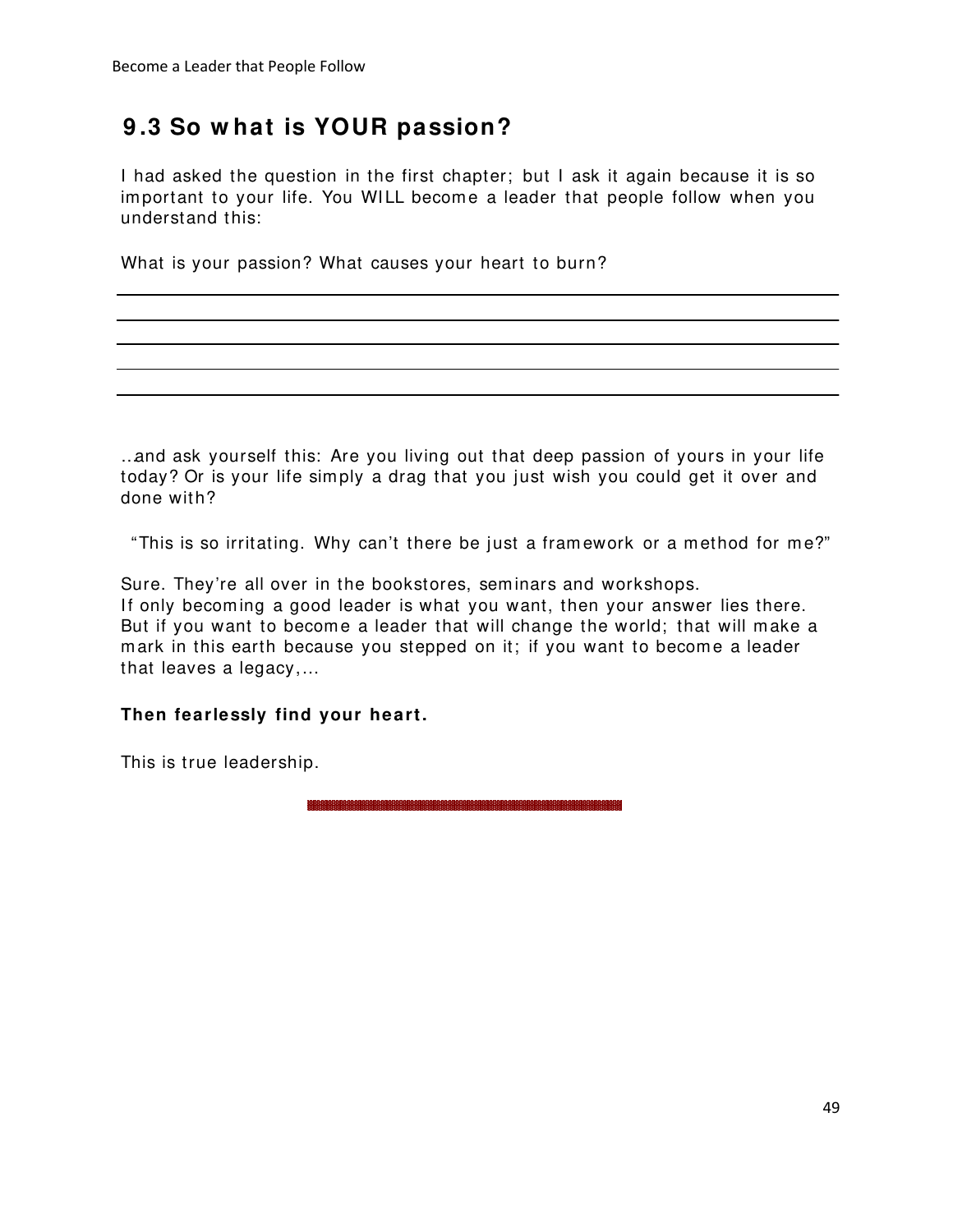## 9.3 So what is YOUR passion?

I had asked the question in the first chapter; but I ask it again because it is so important to your life. You WILL become a leader that people follow when you understand this:

What is your passion? What causes your heart to burn?

______________________________________________________________________________

______________________________________________________________________________

______________________________________________________________________________

______________________________________________________________________________

______________________________________________________________________________

..and ask yourself this: Are you living out that deep passion of yours in your life today? Or is your life simply a drag that you just wish you could get it over and done with?

"This is so irritating. Why can't there be just a framework or a method for me?"

Sure. They're all over in the bookstores, seminars and workshops.
If only becoming a good leader is what you want, then your answer lies there. But if you want to become a leader that will change the world; that will make a mark in this earth because you stepped on it; if you want to become a leader that leaves a legacy,...

**Then fearlessly find your heart.**

This is true leadership.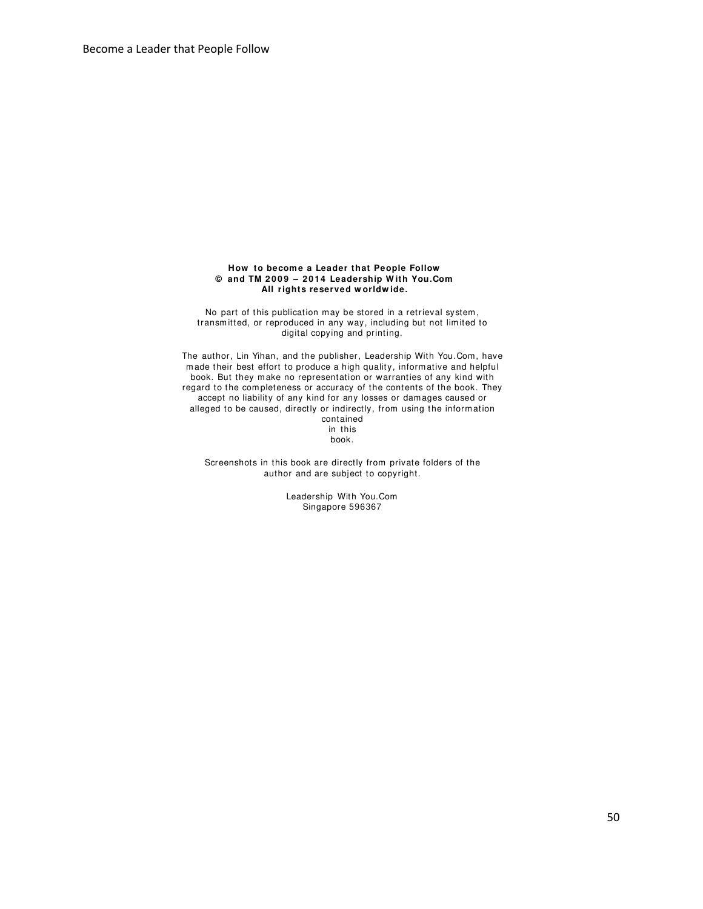**How to become a Leader that People Follow**
**© and TM 2009 – 2014 Leadership With You.Com**
**All rights reserved worldwide.**

No part of this publication may be stored in a retrieval system, transmitted, or reproduced in any way, including but not limited to digital copying and printing.

The author, Lin Yihan, and the publisher, Leadership With You.Com, have made their best effort to produce a high quality, informative and helpful book. But they make no representation or warranties of any kind with regard to the completeness or accuracy of the contents of the book. They accept no liability of any kind for any losses or damages caused or alleged to be caused, directly or indirectly, from using the information contained in this book.

Screenshots in this book are directly from private folders of the author and are subject to copyright.

Leadership With You.Com
Singapore 596367